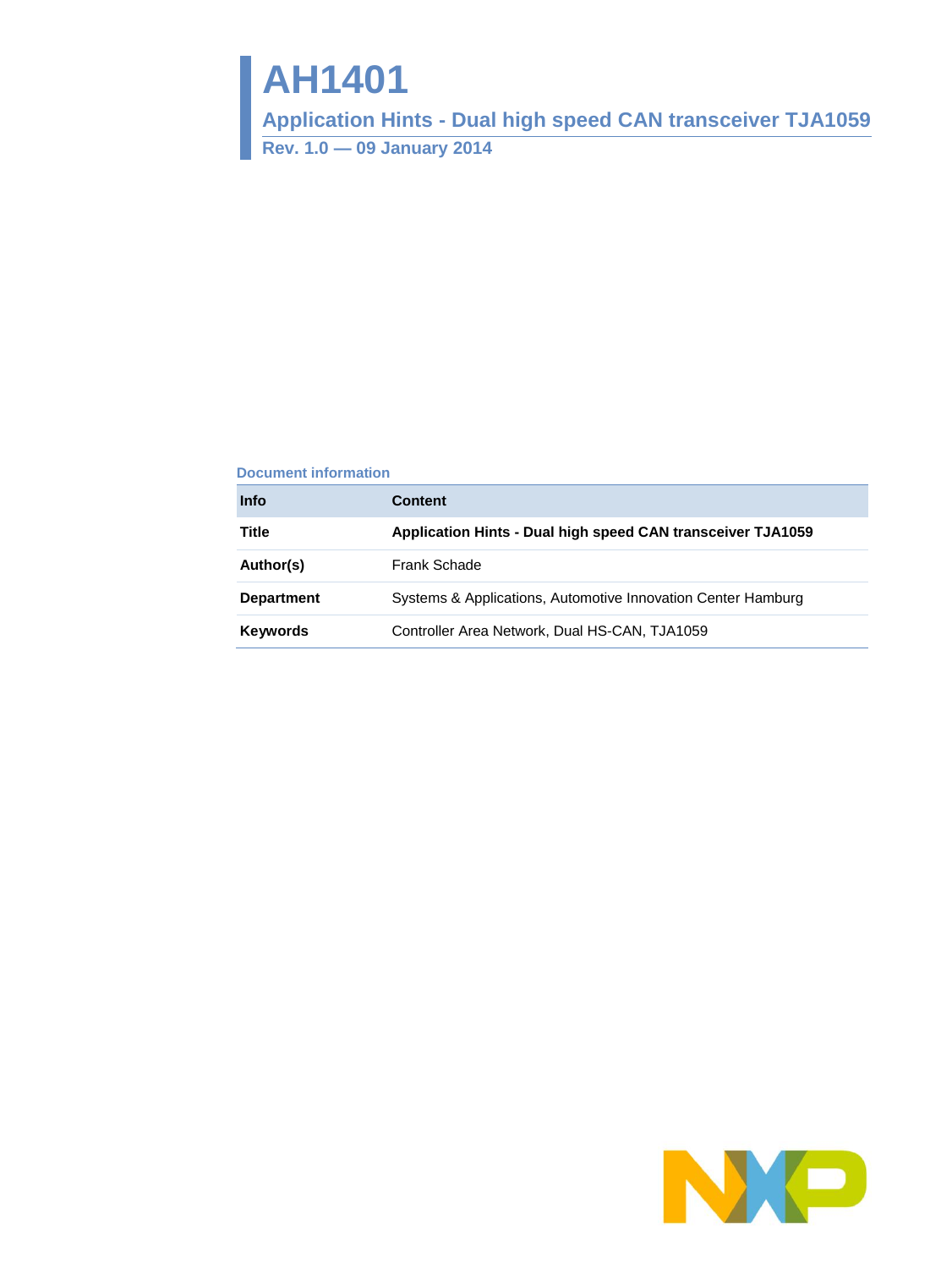# AH1401

## Application Hints - Dual high speed CAN transceiver TJA1059

**Rev. 1.0 — 09 January 2014**

### Document information

| Info | Content |
|---|---|
| **Title** | **Application Hints - Dual high speed CAN transceiver TJA1059** |
| **Author(s)** | Frank Schade |
| **Department** | Systems & Applications, Automotive Innovation Center Hamburg |
| **Keywords** | Controller Area Network, Dual HS-CAN, TJA1059 |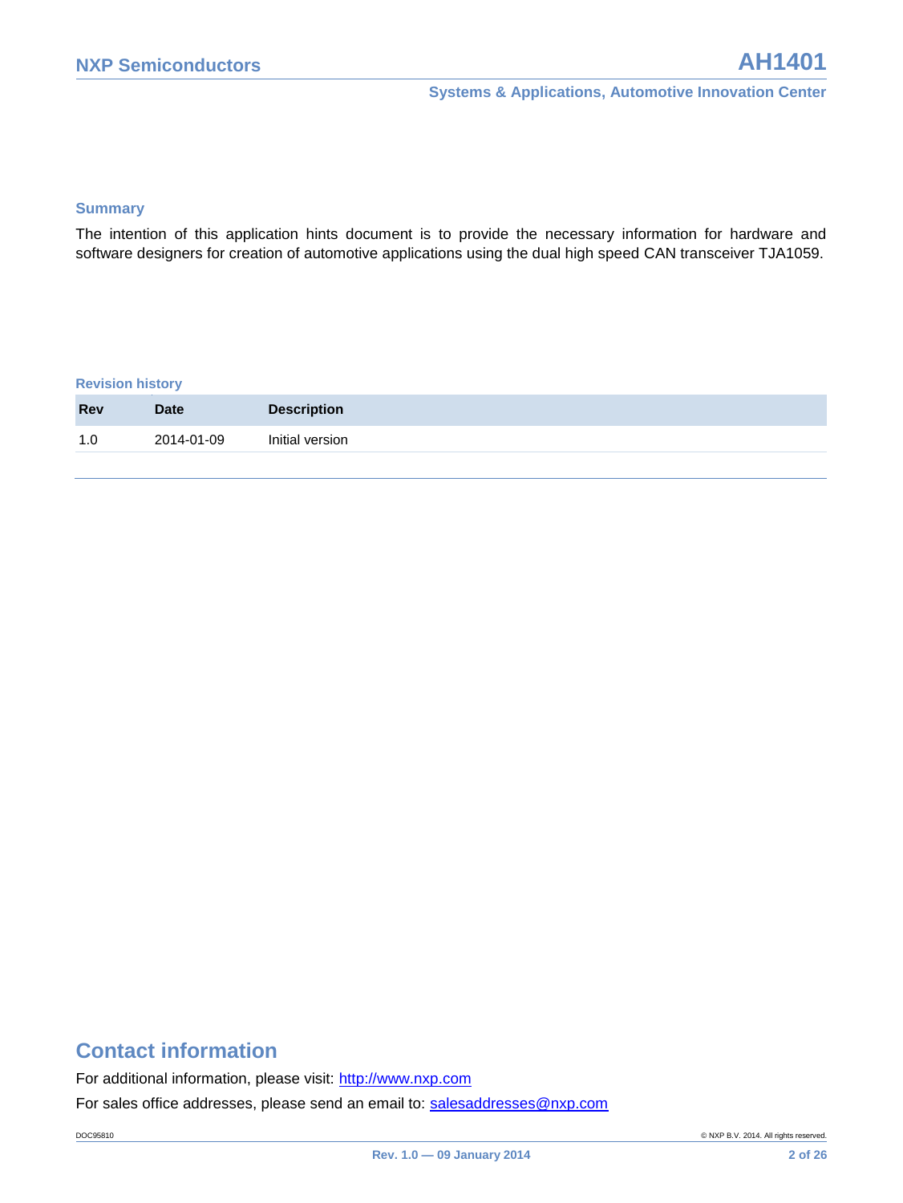## Summary

The intention of this application hints document is to provide the necessary information for hardware and software designers for creation of automotive applications using the dual high speed CAN transceiver TJA1059.

## Revision history

| Rev | Date | Description |
| --- | --- | --- |
| 1.0 | 2014-01-09 | Initial version |

# Contact information

For additional information, please visit: http://www.nxp.com

For sales office addresses, please send an email to: salesaddresses@nxp.com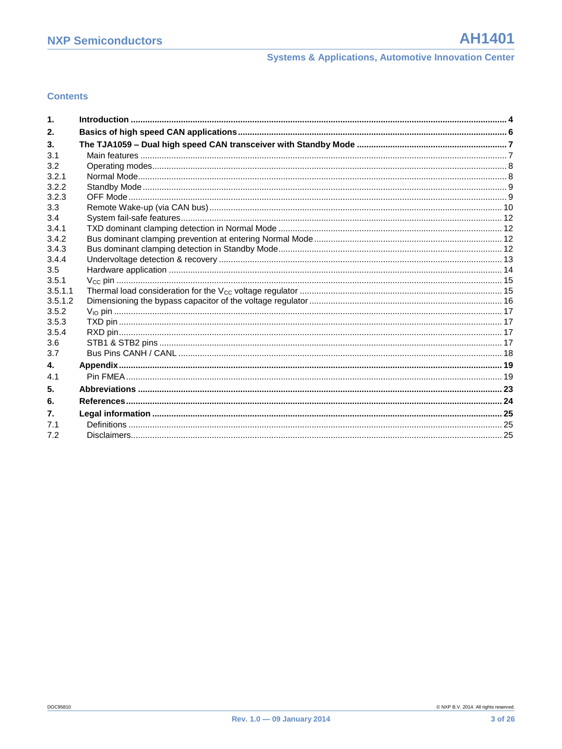## Contents

| | | |
|---|---|---|
| **1.** | **Introduction** | **4** |
| **2.** | **Basics of high speed CAN applications** | **6** |
| **3.** | **The TJA1059 – Dual high speed CAN transceiver with Standby Mode** | **7** |
| 3.1 | Main features | 7 |
| 3.2 | Operating modes | 8 |
| 3.2.1 | Normal Mode | 8 |
| 3.2.2 | Standby Mode | 9 |
| 3.2.3 | OFF Mode | 9 |
| 3.3 | Remote Wake-up (via CAN bus) | 10 |
| 3.4 | System fail-safe features | 12 |
| 3.4.1 | TXD dominant clamping detection in Normal Mode | 12 |
| 3.4.2 | Bus dominant clamping prevention at entering Normal Mode | 12 |
| 3.4.3 | Bus dominant clamping detection in Standby Mode | 12 |
| 3.4.4 | Undervoltage detection & recovery | 13 |
| 3.5 | Hardware application | 14 |
| 3.5.1 | $V_{CC}$ pin | 15 |
| 3.5.1.1 | Thermal load consideration for the $V_{CC}$ voltage regulator | 15 |
| 3.5.1.2 | Dimensioning the bypass capacitor of the voltage regulator | 16 |
| 3.5.2 | $V_{IO}$ pin | 17 |
| 3.5.3 | TXD pin | 17 |
| 3.5.4 | RXD pin | 17 |
| 3.6 | STB1 & STB2 pins | 17 |
| 3.7 | Bus Pins CANH / CANL | 18 |
| **4.** | **Appendix** | **19** |
| 4.1 | Pin FMEA | 19 |
| **5.** | **Abbreviations** | **23** |
| **6.** | **References** | **24** |
| **7.** | **Legal information** | **25** |
| 7.1 | Definitions | 25 |
| 7.2 | Disclaimers | 25 |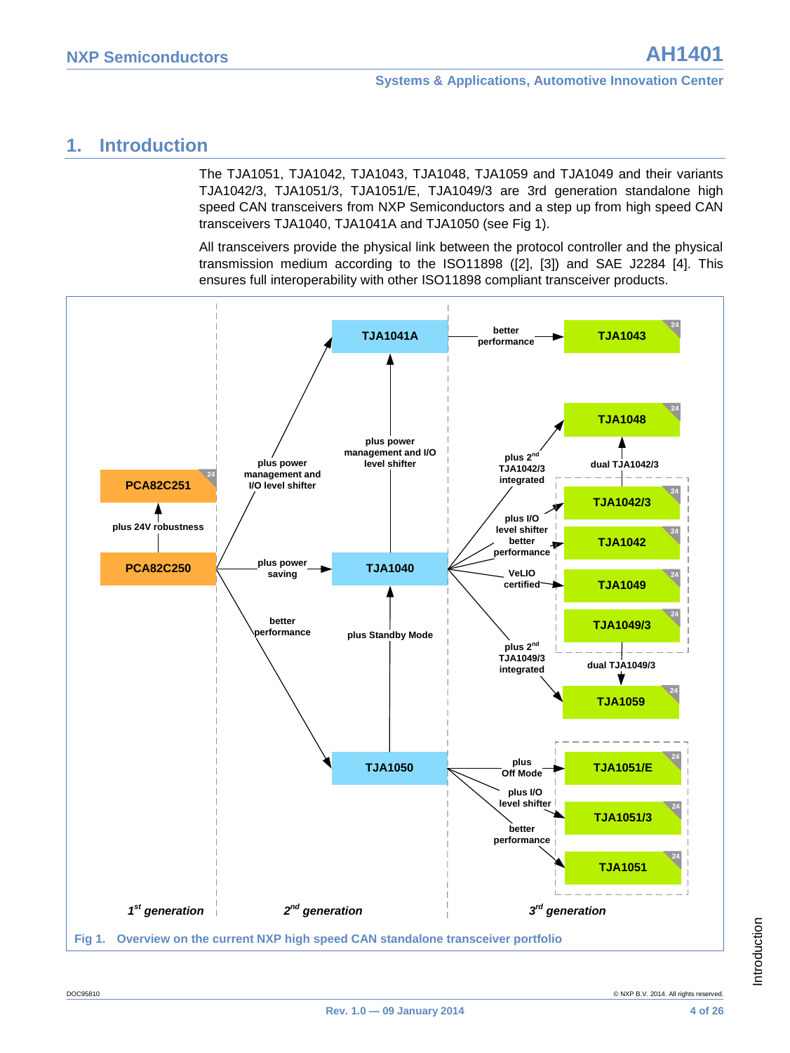# 1. Introduction

The TJA1051, TJA1042, TJA1043, TJA1048, TJA1059 and TJA1049 and their variants TJA1042/3, TJA1051/3, TJA1051/E, TJA1049/3 are 3rd generation standalone high speed CAN transceivers from NXP Semiconductors and a step up from high speed CAN transceivers TJA1040, TJA1041A and TJA1050 (see Fig 1).

All transceivers provide the physical link between the protocol controller and the physical transmission medium according to the ISO11898 ([2], [3]) and SAE J2284 [4]. This ensures full interoperability with other ISO11898 compliant transceiver products.

Fig 1. Overview on the current NXP high speed CAN standalone transceiver portfolio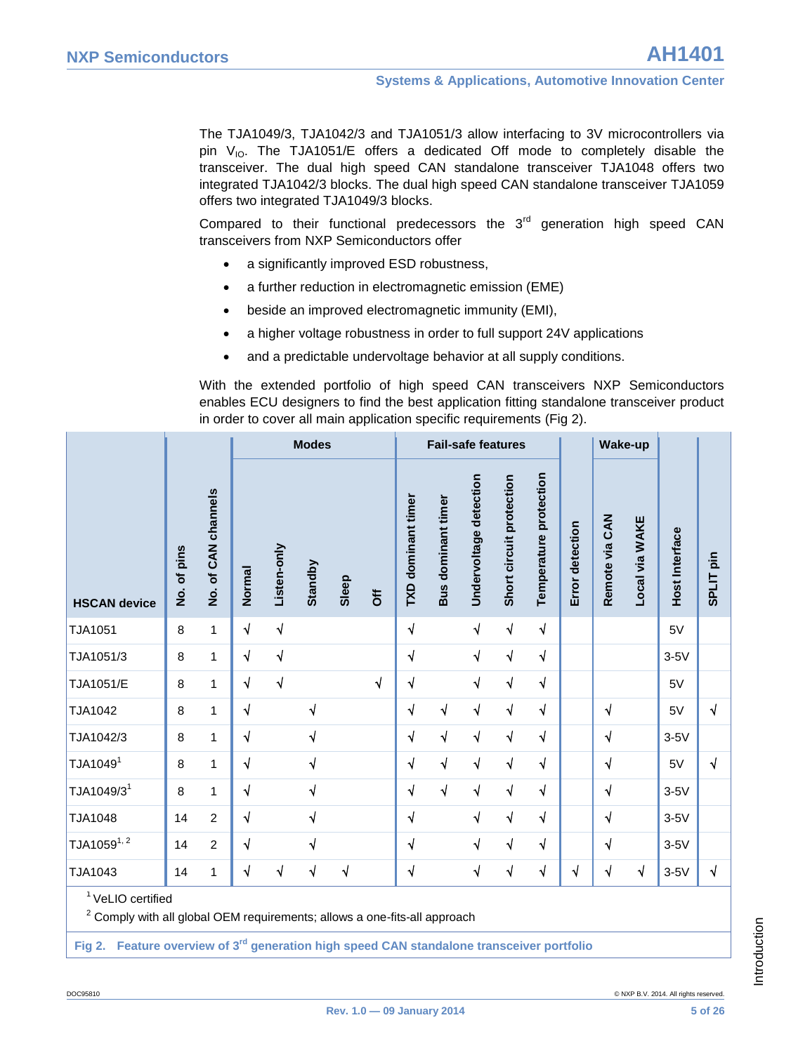The TJA1049/3, TJA1042/3 and TJA1051/3 allow interfacing to 3V microcontrollers via pin $V_{IO}$. The TJA1051/E offers a dedicated Off mode to completely disable the transceiver. The dual high speed CAN standalone transceiver TJA1048 offers two integrated TJA1042/3 blocks. The dual high speed CAN standalone transceiver TJA1059 offers two integrated TJA1049/3 blocks.

Compared to their functional predecessors the 3rd generation high speed CAN transceivers from NXP Semiconductors offer

- a significantly improved ESD robustness,
- a further reduction in electromagnetic emission (EME)
- beside an improved electromagnetic immunity (EMI),
- a higher voltage robustness in order to full support 24V applications
- and a predictable undervoltage behavior at all supply conditions.

With the extended portfolio of high speed CAN transceivers NXP Semiconductors enables ECU designers to find the best application fitting standalone transceiver product in order to cover all main application specific requirements (Fig 2).

| HSCAN device | No. of pins | No. of CAN channels | Modes | | | | | Fail-safe features | | | | | Error detection | Wake-up | | Host Interface | SPLIT pin |
|---|---|---|---|---|---|---|---|---|---|---|---|---|---|---|---|---|---|
| | | | Normal | Listen-only | Standby | Sleep | Off | TXD dominant timer | Bus dominant timer | Undervoltage detection | Short circuit protection | Temperature protection | | Remote via CAN | Local via WAKE | | |
| TJA1051 | 8 | 1 | √ | √ | | | | √ | | √ | √ | √ | | | | 5V | |
| TJA1051/3 | 8 | 1 | √ | √ | | | | √ | | √ | √ | √ | | | | 3-5V | |
| TJA1051/E | 8 | 1 | √ | √ | | | √ | √ | | √ | √ | √ | | | | 5V | |
| TJA1042 | 8 | 1 | √ | | √ | | | √ | √ | √ | √ | √ | | √ | | 5V | √ |
| TJA1042/3 | 8 | 1 | √ | | √ | | | √ | √ | √ | √ | √ | | √ | | 3-5V | |
| TJA1049[1] | 8 | 1 | √ | | √ | | | √ | √ | √ | √ | √ | | √ | | 5V | √ |
| TJA1049/3[1] | 8 | 1 | √ | | √ | | | √ | √ | √ | √ | √ | | √ | | 3-5V | |
| TJA1048 | 14 | 2 | √ | | √ | | | √ | | √ | √ | √ | | √ | | 3-5V | |
| TJA1059[1, 2] | 14 | 2 | √ | | √ | | | √ | | √ | √ | √ | | √ | | 3-5V | |
| TJA1043 | 14 | 1 | √ | √ | √ | √ | | √ | | √ | √ | √ | √ | √ | √ | 3-5V | √ |

[1] VeLIO certified

[2] Comply with all global OEM requirements; allows a one-fits-all approach

**Fig 2. Feature overview of 3rd generation high speed CAN standalone transceiver portfolio**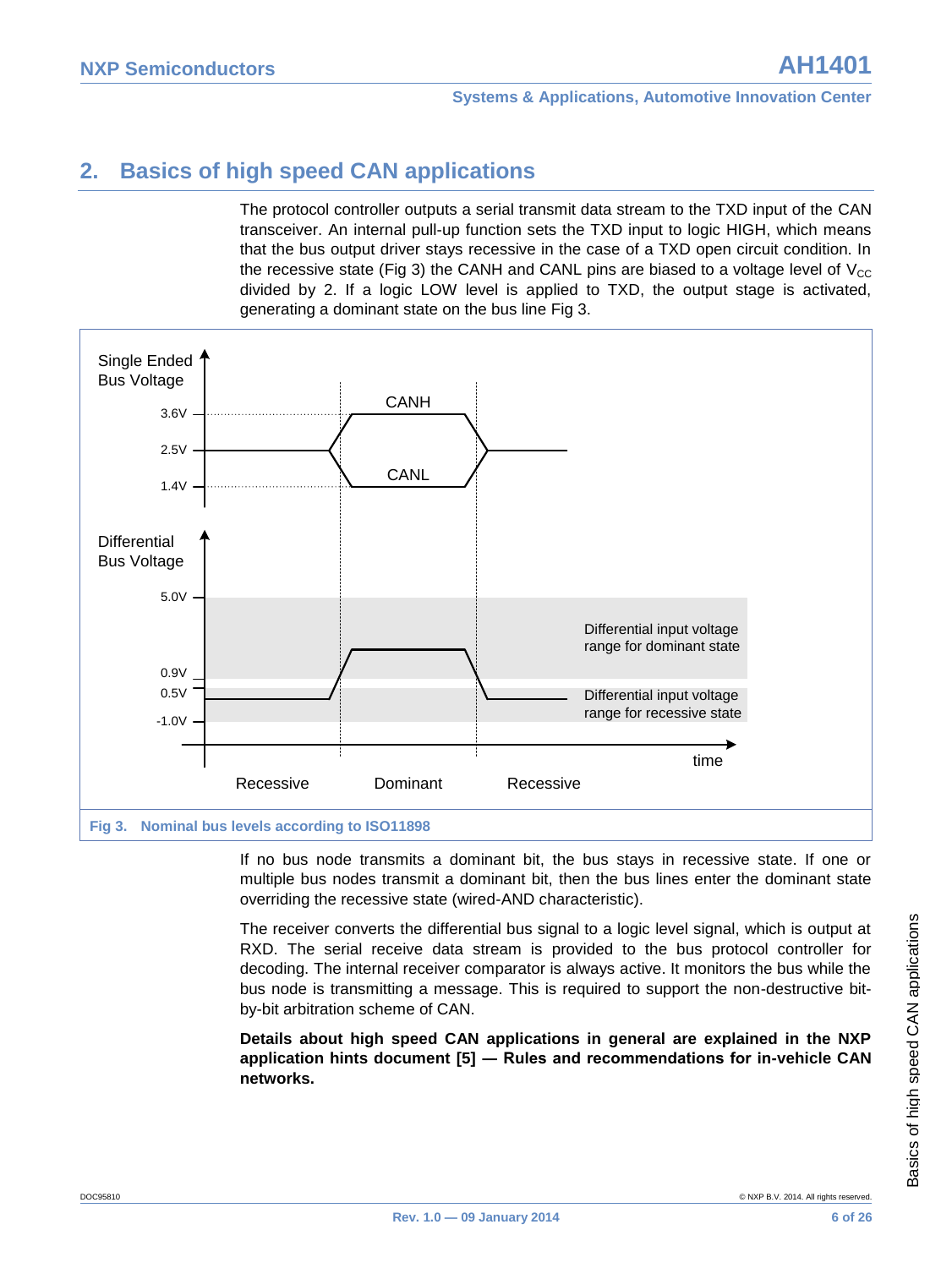## 2. Basics of high speed CAN applications

The protocol controller outputs a serial transmit data stream to the TXD input of the CAN transceiver. An internal pull-up function sets the TXD input to logic HIGH, which means that the bus output driver stays recessive in the case of a TXD open circuit condition. In the recessive state (Fig 3) the CANH and CANL pins are biased to a voltage level of $V_{CC}$ divided by 2. If a logic LOW level is applied to TXD, the output stage is activated, generating a dominant state on the bus line Fig 3.

**Fig 3. Nominal bus levels according to ISO11898**

If no bus node transmits a dominant bit, the bus stays in recessive state. If one or multiple bus nodes transmit a dominant bit, then the bus lines enter the dominant state overriding the recessive state (wired-AND characteristic).

The receiver converts the differential bus signal to a logic level signal, which is output at RXD. The serial receive data stream is provided to the bus protocol controller for decoding. The internal receiver comparator is always active. It monitors the bus while the bus node is transmitting a message. This is required to support the non-destructive bit-by-bit arbitration scheme of CAN.

**Details about high speed CAN applications in general are explained in the NXP application hints document [5] — Rules and recommendations for in-vehicle CAN networks.**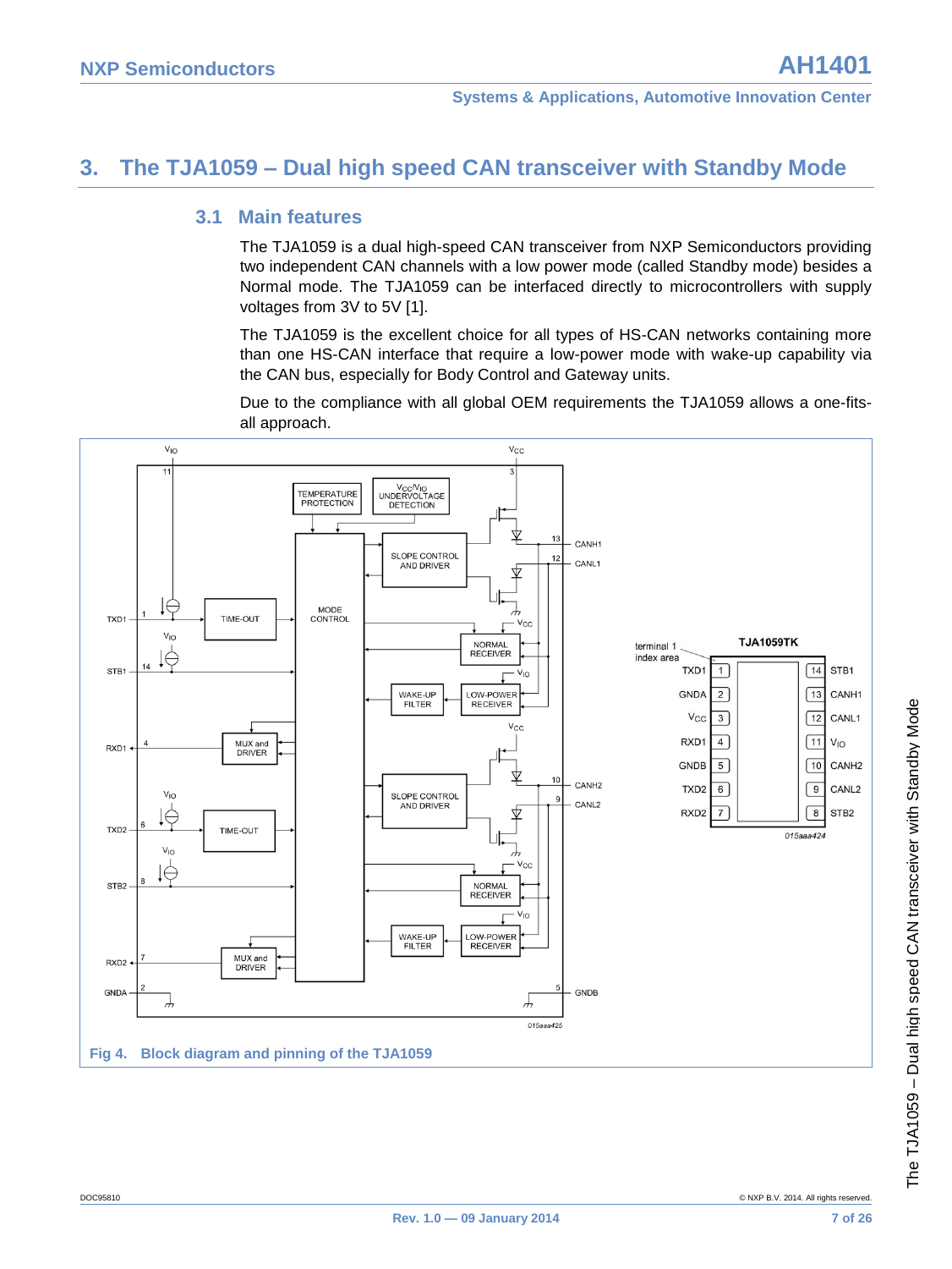# 3. The TJA1059 – Dual high speed CAN transceiver with Standby Mode

## 3.1 Main features

The TJA1059 is a dual high-speed CAN transceiver from NXP Semiconductors providing two independent CAN channels with a low power mode (called Standby mode) besides a Normal mode. The TJA1059 can be interfaced directly to microcontrollers with supply voltages from 3V to 5V [1].

The TJA1059 is the excellent choice for all types of HS-CAN networks containing more than one HS-CAN interface that require a low-power mode with wake-up capability via the CAN bus, especially for Body Control and Gateway units.

Due to the compliance with all global OEM requirements the TJA1059 allows a one-fits-all approach.

Fig 4. Block diagram and pinning of the TJA1059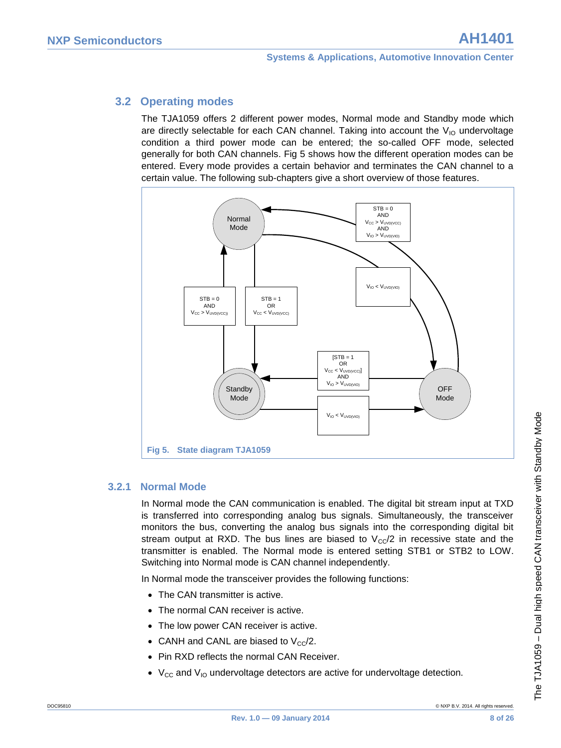## 3.2 Operating modes

The TJA1059 offers 2 different power modes, Normal mode and Standby mode which are directly selectable for each CAN channel. Taking into account the $V_{IO}$ undervoltage condition a third power mode can be entered; the so-called OFF mode, selected generally for both CAN channels. Fig 5 shows how the different operation modes can be entered. Every mode provides a certain behavior and terminates the CAN channel to a certain value. The following sub-chapters give a short overview of those features.

Fig 5. State diagram TJA1059

### 3.2.1 Normal Mode

In Normal mode the CAN communication is enabled. The digital bit stream input at TXD is transferred into corresponding analog bus signals. Simultaneously, the transceiver monitors the bus, converting the analog bus signals into the corresponding digital bit stream output at RXD. The bus lines are biased to $V_{CC}/2$ in recessive state and the transmitter is enabled. The Normal mode is entered setting STB1 or STB2 to LOW. Switching into Normal mode is CAN channel independently.

In Normal mode the transceiver provides the following functions:

- The CAN transmitter is active.
- The normal CAN receiver is active.
- The low power CAN receiver is active.
- CANH and CANL are biased to $V_{CC}/2$.
- Pin RXD reflects the normal CAN Receiver.
- $V_{CC}$ and $V_{IO}$ undervoltage detectors are active for undervoltage detection.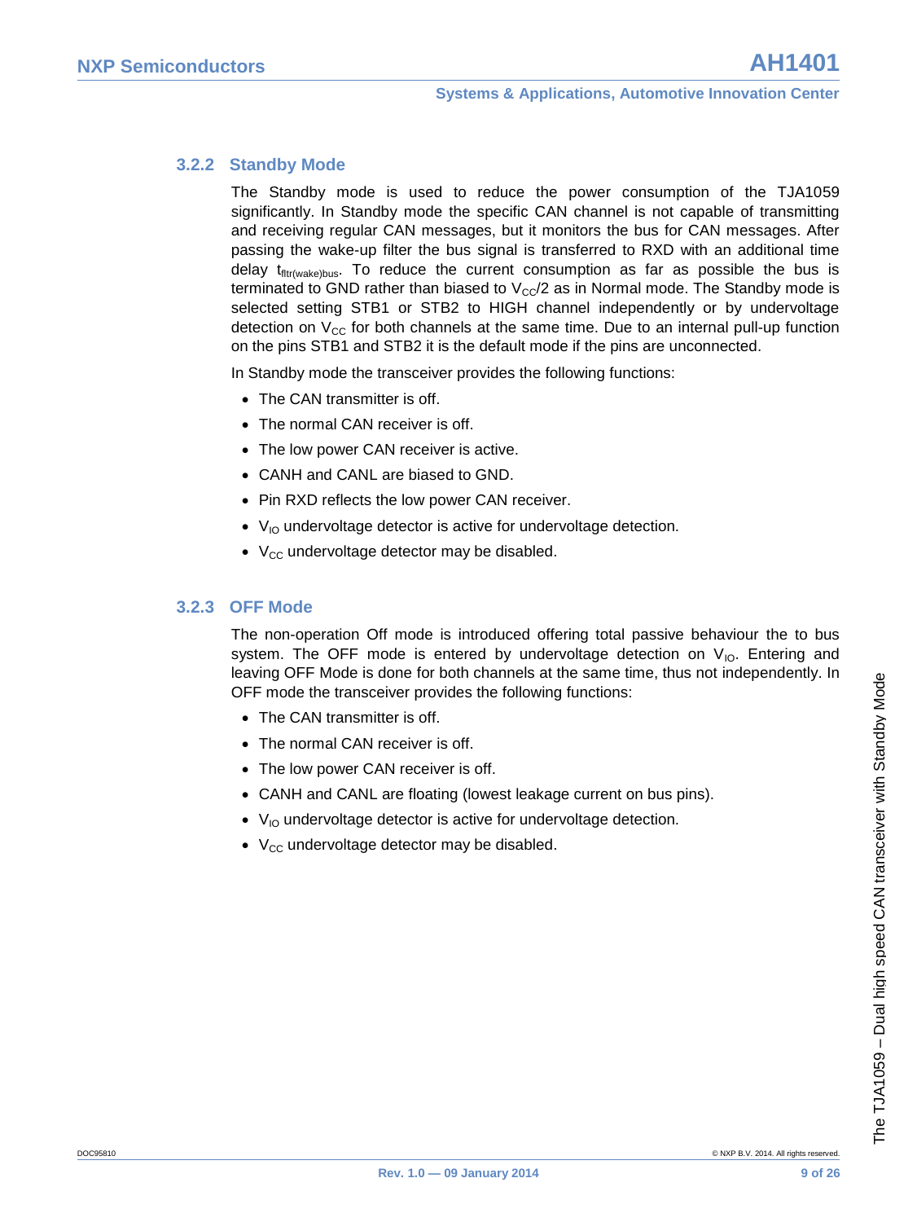### 3.2.2 Standby Mode

The Standby mode is used to reduce the power consumption of the TJA1059 significantly. In Standby mode the specific CAN channel is not capable of transmitting and receiving regular CAN messages, but it monitors the bus for CAN messages. After passing the wake-up filter the bus signal is transferred to RXD with an additional time delay $t_{fltr(wake)bus}$. To reduce the current consumption as far as possible the bus is terminated to GND rather than biased to $V_{CC}/2$ as in Normal mode. The Standby mode is selected setting STB1 or STB2 to HIGH channel independently or by undervoltage detection on $V_{CC}$ for both channels at the same time. Due to an internal pull-up function on the pins STB1 and STB2 it is the default mode if the pins are unconnected.

In Standby mode the transceiver provides the following functions:

- The CAN transmitter is off.
- The normal CAN receiver is off.
- The low power CAN receiver is active.
- CANH and CANL are biased to GND.
- Pin RXD reflects the low power CAN receiver.
- $V_{IO}$ undervoltage detector is active for undervoltage detection.
- $V_{CC}$ undervoltage detector may be disabled.

### 3.2.3 OFF Mode

The non-operation Off mode is introduced offering total passive behaviour the to bus system. The OFF mode is entered by undervoltage detection on $V_{IO}$. Entering and leaving OFF Mode is done for both channels at the same time, thus not independently. In OFF mode the transceiver provides the following functions:

- The CAN transmitter is off.
- The normal CAN receiver is off.
- The low power CAN receiver is off.
- CANH and CANL are floating (lowest leakage current on bus pins).
- $V_{IO}$ undervoltage detector is active for undervoltage detection.
- $V_{CC}$ undervoltage detector may be disabled.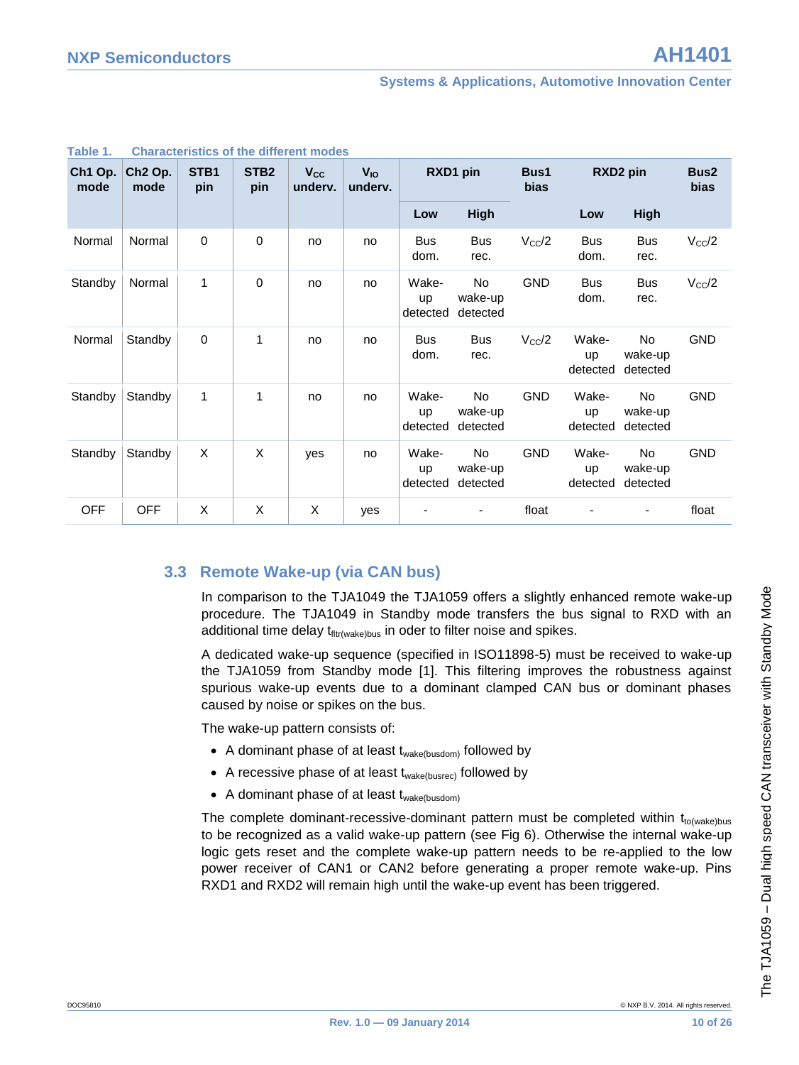Table 1. Characteristics of the different modes

| Ch1 Op. mode | Ch2 Op. mode | STB1 pin | STB2 pin | $V_{CC}$ underv. | $V_{IO}$ underv. | RXD1 pin | | Bus1 bias | RXD2 pin | | Bus2 bias |
|---|---|---|---|---|---|---|---|---|---|---|---|
| | | | | | | Low | High | | Low | High | |
| Normal | Normal | 0 | 0 | no | no | Bus dom. | Bus rec. | $V_{CC}/2$ | Bus dom. | Bus rec. | $V_{CC}/2$ |
| Standby | Normal | 1 | 0 | no | no | Wake-up detected | No wake-up detected | GND | Bus dom. | Bus rec. | $V_{CC}/2$ |
| Normal | Standby | 0 | 1 | no | no | Bus dom. | Bus rec. | $V_{CC}/2$ | Wake-up detected | No wake-up detected | GND |
| Standby | Standby | 1 | 1 | no | no | Wake-up detected | No wake-up detected | GND | Wake-up detected | No wake-up detected | GND |
| Standby | Standby | X | X | yes | no | Wake-up detected | No wake-up detected | GND | Wake-up detected | No wake-up detected | GND |
| OFF | OFF | X | X | X | yes | - | - | float | - | - | float |

## 3.3 Remote Wake-up (via CAN bus)

In comparison to the TJA1049 the TJA1059 offers a slightly enhanced remote wake-up procedure. The TJA1049 in Standby mode transfers the bus signal to RXD with an additional time delay $t_{fltr(wake)bus}$ in oder to filter noise and spikes.

A dedicated wake-up sequence (specified in ISO11898-5) must be received to wake-up the TJA1059 from Standby mode [1]. This filtering improves the robustness against spurious wake-up events due to a dominant clamped CAN bus or dominant phases caused by noise or spikes on the bus.

The wake-up pattern consists of:

- A dominant phase of at least $t_{wake(busdom)}$ followed by
- A recessive phase of at least $t_{wake(busrec)}$ followed by
- A dominant phase of at least $t_{wake(busdom)}$

The complete dominant-recessive-dominant pattern must be completed within $t_{to(wake)bus}$ to be recognized as a valid wake-up pattern (see Fig 6). Otherwise the internal wake-up logic gets reset and the complete wake-up pattern needs to be re-applied to the low power receiver of CAN1 or CAN2 before generating a proper remote wake-up. Pins RXD1 and RXD2 will remain high until the wake-up event has been triggered.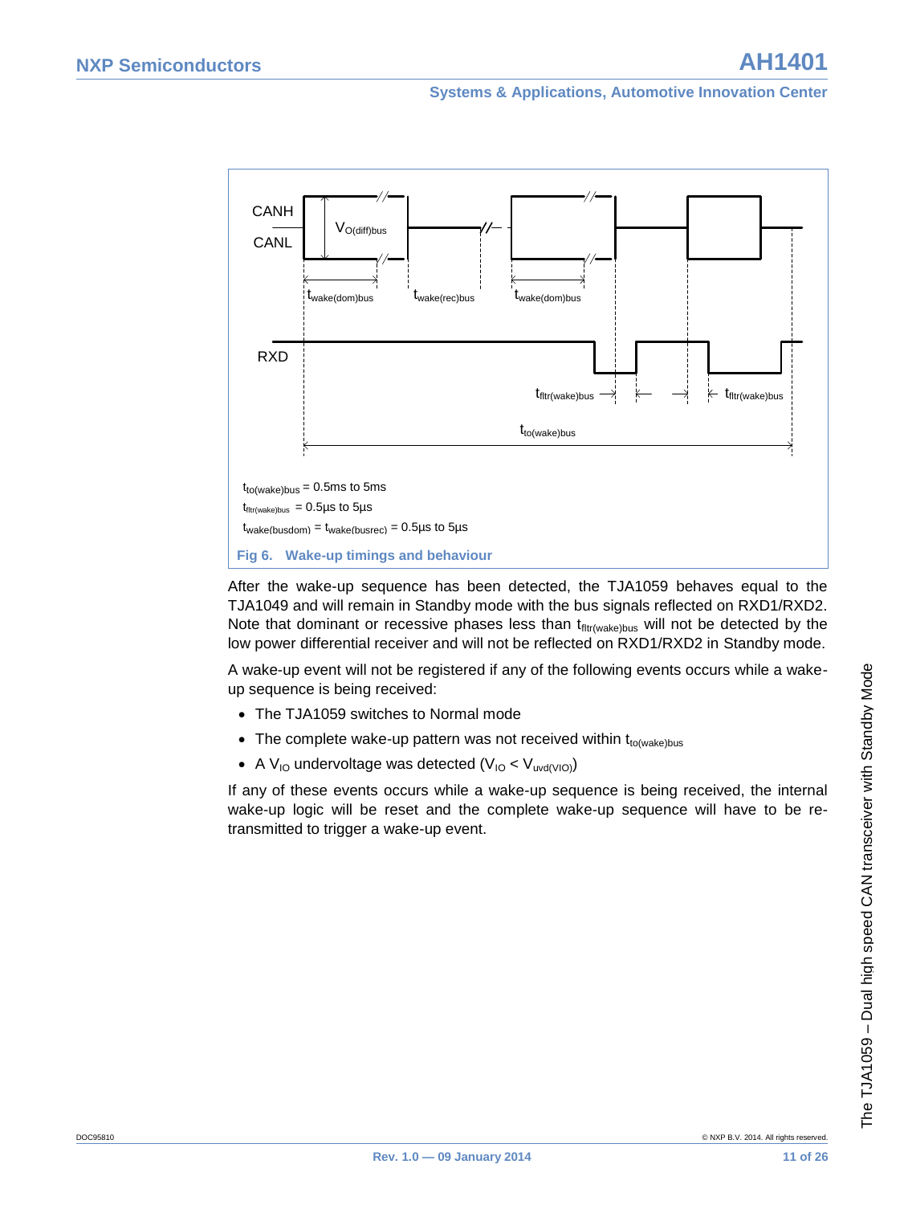$t_{to(wake)bus}$ = 0.5ms to 5ms

$t_{fltr(wake)bus}$ = 0.5µs to 5µs

$t_{wake(busdom)}$ = $t_{wake(busrec)}$ = 0.5µs to 5µs

**Fig 6. Wake-up timings and behaviour**

After the wake-up sequence has been detected, the TJA1059 behaves equal to the TJA1049 and will remain in Standby mode with the bus signals reflected on RXD1/RXD2. Note that dominant or recessive phases less than $t_{fltr(wake)bus}$ will not be detected by the low power differential receiver and will not be reflected on RXD1/RXD2 in Standby mode.

A wake-up event will not be registered if any of the following events occurs while a wake-up sequence is being received:

- The TJA1059 switches to Normal mode
- The complete wake-up pattern was not received within $t_{to(wake)bus}$
- A $V_{IO}$ undervoltage was detected ($V_{IO} < V_{uvd(VIO)}$)

If any of these events occurs while a wake-up sequence is being received, the internal wake-up logic will be reset and the complete wake-up sequence will have to be re-transmitted to trigger a wake-up event.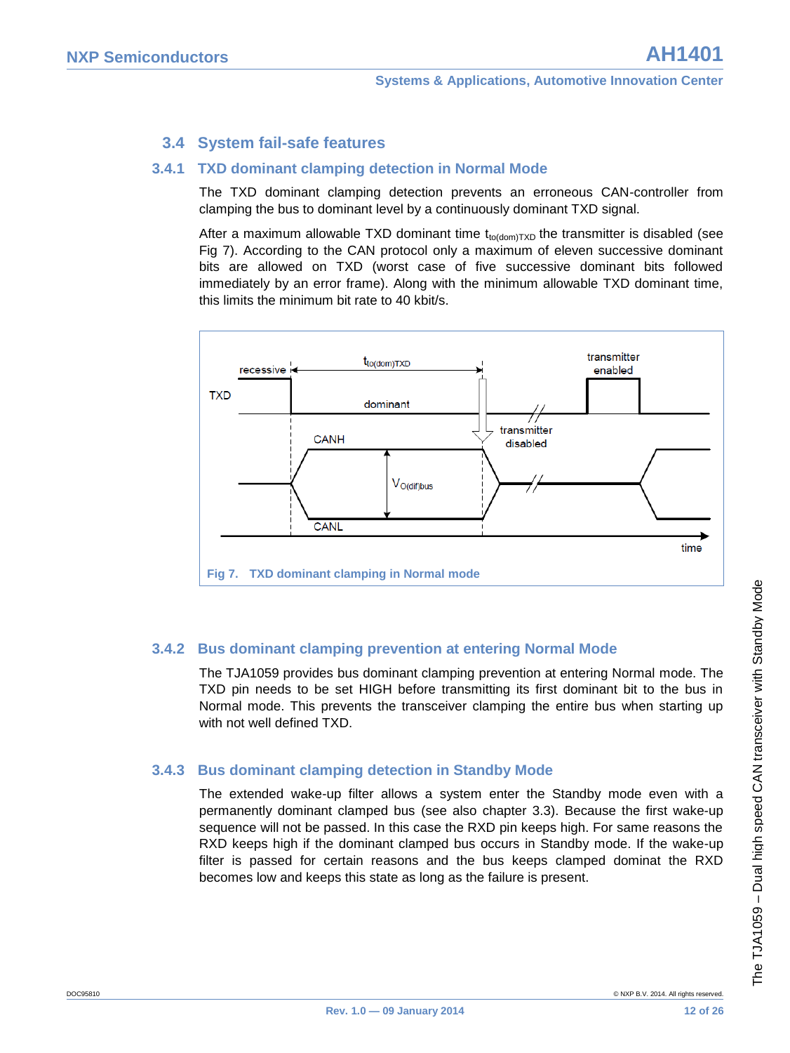## 3.4 System fail-safe features

### 3.4.1 TXD dominant clamping detection in Normal Mode

The TXD dominant clamping detection prevents an erroneous CAN-controller from clamping the bus to dominant level by a continuously dominant TXD signal.

After a maximum allowable TXD dominant time $t_{to(dom)TXD}$ the transmitter is disabled (see Fig 7). According to the CAN protocol only a maximum of eleven successive dominant bits are allowed on TXD (worst case of five successive dominant bits followed immediately by an error frame). Along with the minimum allowable TXD dominant time, this limits the minimum bit rate to 40 kbit/s.

Fig 7. TXD dominant clamping in Normal mode

### 3.4.2 Bus dominant clamping prevention at entering Normal Mode

The TJA1059 provides bus dominant clamping prevention at entering Normal mode. The TXD pin needs to be set HIGH before transmitting its first dominant bit to the bus in Normal mode. This prevents the transceiver clamping the entire bus when starting up with not well defined TXD.

### 3.4.3 Bus dominant clamping detection in Standby Mode

The extended wake-up filter allows a system enter the Standby mode even with a permanently dominant clamped bus (see also chapter 3.3). Because the first wake-up sequence will not be passed. In this case the RXD pin keeps high. For same reasons the RXD keeps high if the dominant clamped bus occurs in Standby mode. If the wake-up filter is passed for certain reasons and the bus keeps clamped dominat the RXD becomes low and keeps this state as long as the failure is present.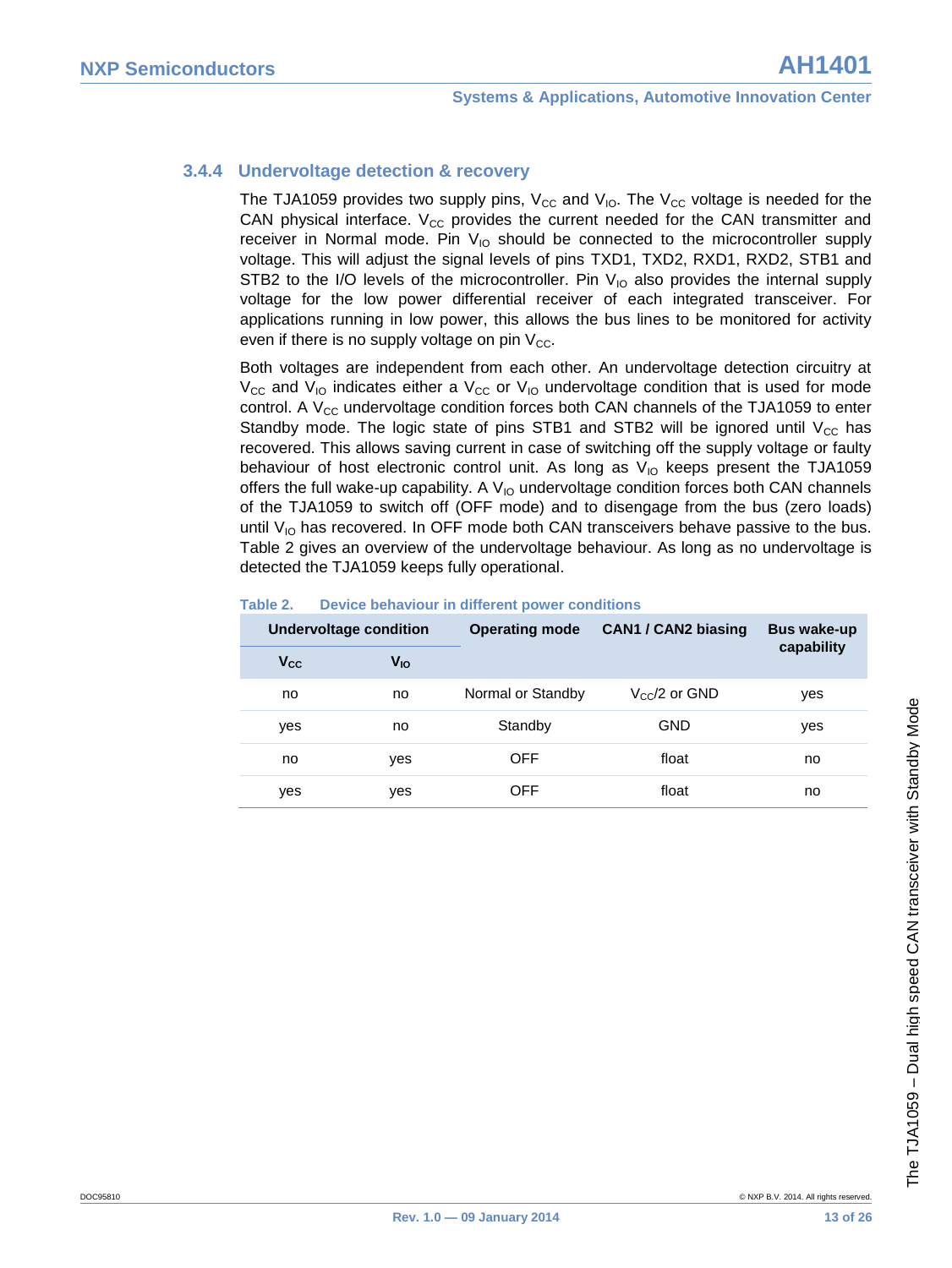### 3.4.4 Undervoltage detection & recovery

The TJA1059 provides two supply pins, $V_{CC}$ and $V_{IO}$. The $V_{CC}$ voltage is needed for the CAN physical interface. $V_{CC}$ provides the current needed for the CAN transmitter and receiver in Normal mode. Pin $V_{IO}$ should be connected to the microcontroller supply voltage. This will adjust the signal levels of pins TXD1, TXD2, RXD1, RXD2, STB1 and STB2 to the I/O levels of the microcontroller. Pin $V_{IO}$ also provides the internal supply voltage for the low power differential receiver of each integrated transceiver. For applications running in low power, this allows the bus lines to be monitored for activity even if there is no supply voltage on pin $V_{CC}$.

Both voltages are independent from each other. An undervoltage detection circuitry at $V_{CC}$ and $V_{IO}$ indicates either a $V_{CC}$ or $V_{IO}$ undervoltage condition that is used for mode control. A $V_{CC}$ undervoltage condition forces both CAN channels of the TJA1059 to enter Standby mode. The logic state of pins STB1 and STB2 will be ignored until $V_{CC}$ has recovered. This allows saving current in case of switching off the supply voltage or faulty behaviour of host electronic control unit. As long as $V_{IO}$ keeps present the TJA1059 offers the full wake-up capability. A $V_{IO}$ undervoltage condition forces both CAN channels of the TJA1059 to switch off (OFF mode) and to disengage from the bus (zero loads) until $V_{IO}$ has recovered. In OFF mode both CAN transceivers behave passive to the bus. Table 2 gives an overview of the undervoltage behaviour. As long as no undervoltage is detected the TJA1059 keeps fully operational.

**Table 2. Device behaviour in different power conditions**

| Undervoltage condition | | Operating mode | CAN1 / CAN2 biasing | Bus wake-up capability |
|---|---|---|---|---|
| $V_{CC}$ | $V_{IO}$ | | | |
| no | no | Normal or Standby | $V_{CC}/2$ or GND | yes |
| yes | no | Standby | GND | yes |
| no | yes | OFF | float | no |
| yes | yes | OFF | float | no |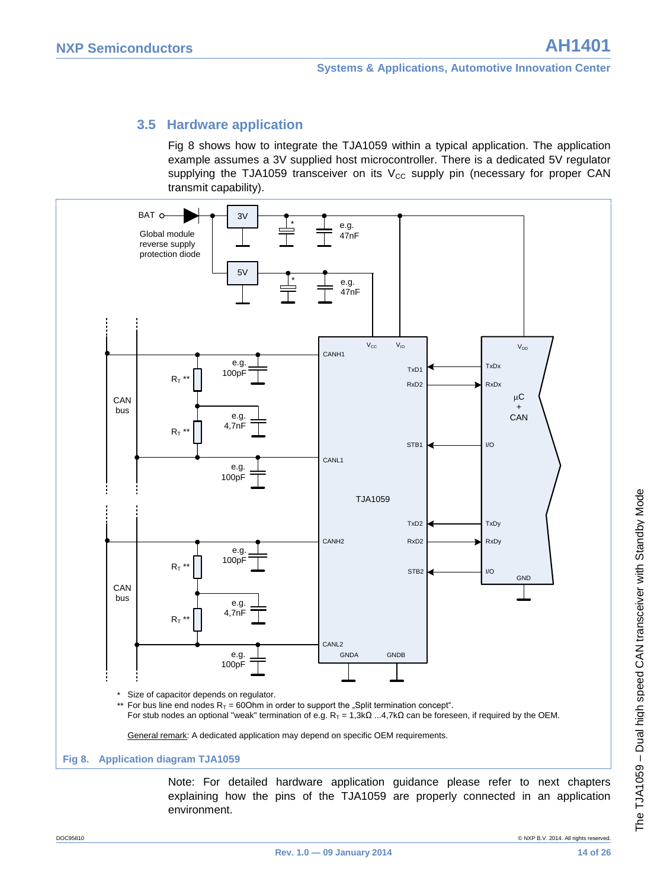## 3.5 Hardware application

Fig 8 shows how to integrate the TJA1059 within a typical application. The application example assumes a 3V supplied host microcontroller. There is a dedicated 5V regulator supplying the TJA1059 transceiver on its $V_{CC}$ supply pin (necessary for proper CAN transmit capability).

\* Size of capacitor depends on regulator.

\*\* For bus line end nodes $R_T$ = 60Ohm in order to support the „Split termination concept“.
For stub nodes an optional "weak" termination of e.g. $R_T$ = 1,3kΩ ...4,7kΩ can be foreseen, if required by the OEM.

General remark: A dedicated application may depend on specific OEM requirements.

**Fig 8. Application diagram TJA1059**

Note: For detailed hardware application guidance please refer to next chapters explaining how the pins of the TJA1059 are properly connected in an application environment.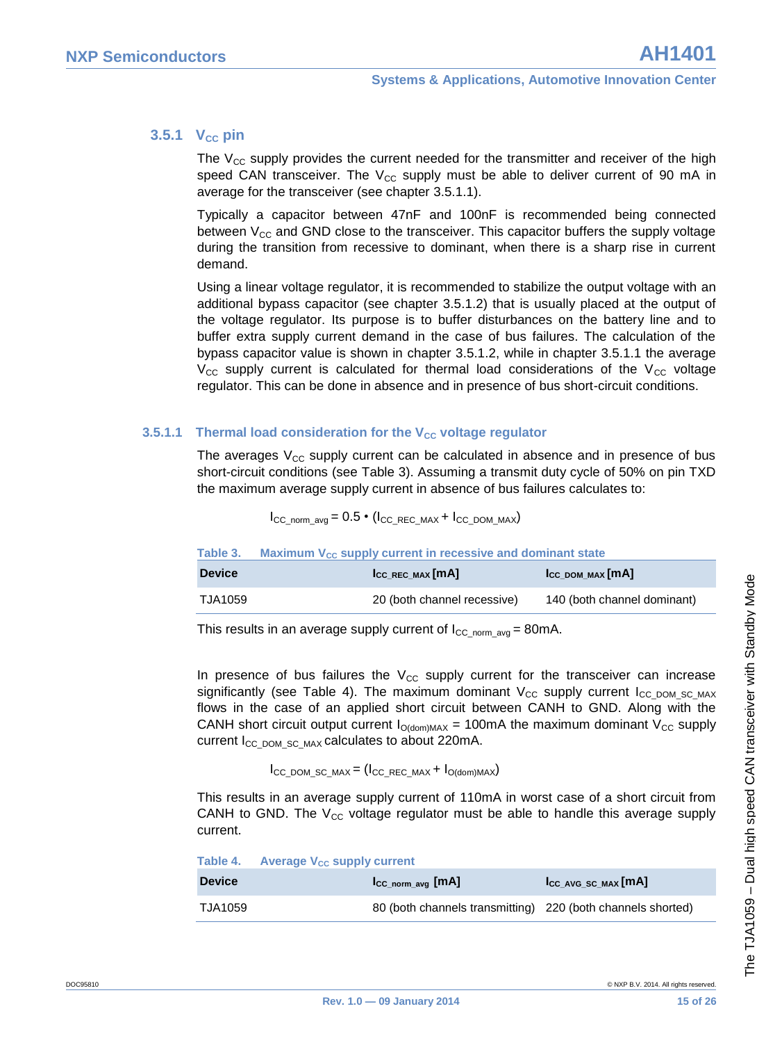### 3.5.1 $V_{CC}$ pin

The $V_{CC}$ supply provides the current needed for the transmitter and receiver of the high speed CAN transceiver. The $V_{CC}$ supply must be able to deliver current of 90 mA in average for the transceiver (see chapter 3.5.1.1).

Typically a capacitor between 47nF and 100nF is recommended being connected between $V_{CC}$ and GND close to the transceiver. This capacitor buffers the supply voltage during the transition from recessive to dominant, when there is a sharp rise in current demand.

Using a linear voltage regulator, it is recommended to stabilize the output voltage with an additional bypass capacitor (see chapter 3.5.1.2) that is usually placed at the output of the voltage regulator. Its purpose is to buffer disturbances on the battery line and to buffer extra supply current demand in the case of bus failures. The calculation of the bypass capacitor value is shown in chapter 3.5.1.2, while in chapter 3.5.1.1 the average $V_{CC}$ supply current is calculated for thermal load considerations of the $V_{CC}$ voltage regulator. This can be done in absence and in presence of bus short-circuit conditions.

#### 3.5.1.1 Thermal load consideration for the $V_{CC}$ voltage regulator

The averages $V_{CC}$ supply current can be calculated in absence and in presence of bus short-circuit conditions (see Table 3). Assuming a transmit duty cycle of 50% on pin TXD the maximum average supply current in absence of bus failures calculates to:

$$I_{CC\_norm\_avg} = 0.5 \cdot (I_{CC\_REC\_MAX} + I_{CC\_DOM\_MAX})$$

Table 3. Maximum $V_{CC}$ supply current in recessive and dominant state

| Device | $I_{CC\_REC\_MAX}$ [mA] | $I_{CC\_DOM\_MAX}$ [mA] |
|---|---|---|
| TJA1059 | 20 (both channel recessive) | 140 (both channel dominant) |

This results in an average supply current of $I_{CC\_norm\_avg}$ = 80mA.

In presence of bus failures the $V_{CC}$ supply current for the transceiver can increase significantly (see Table 4). The maximum dominant $V_{CC}$ supply current $I_{CC\_DOM\_SC\_MAX}$ flows in the case of an applied short circuit between CANH to GND. Along with the CANH short circuit output current $I_{O(dom)MAX}$ = 100mA the maximum dominant $V_{CC}$ supply current $I_{CC\_DOM\_SC\_MAX}$ calculates to about 220mA.

$$I_{CC\_DOM\_SC\_MAX} = (I_{CC\_REC\_MAX} + I_{O(dom)MAX})$$

This results in an average supply current of 110mA in worst case of a short circuit from CANH to GND. The $V_{CC}$ voltage regulator must be able to handle this average supply current.

Table 4. Average $V_{CC}$ supply current

| Device | $I_{CC\_norm\_avg}$ [mA] | $I_{CC\_AVG\_SC\_MAX}$ [mA] |
|---|---|---|
| TJA1059 | 80 (both channels transmitting) | 220 (both channels shorted) |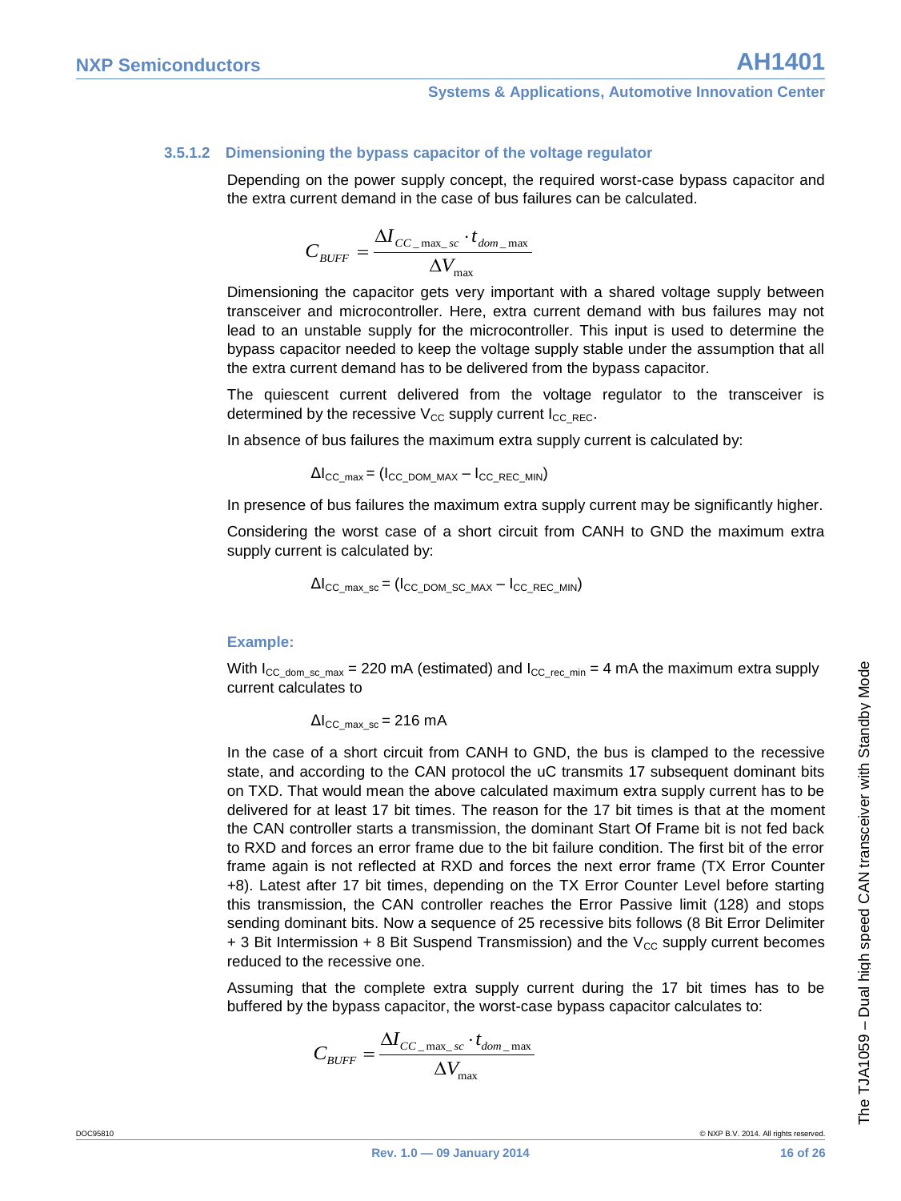#### 3.5.1.2 Dimensioning the bypass capacitor of the voltage regulator

Depending on the power supply concept, the required worst-case bypass capacitor and the extra current demand in the case of bus failures can be calculated.

$$C_{BUFF} = \frac{\Delta I_{CC\_max\_sc} \cdot t_{dom\_max}}{\Delta V_{max}}$$

Dimensioning the capacitor gets very important with a shared voltage supply between transceiver and microcontroller. Here, extra current demand with bus failures may not lead to an unstable supply for the microcontroller. This input is used to determine the bypass capacitor needed to keep the voltage supply stable under the assumption that all the extra current demand has to be delivered from the bypass capacitor.

The quiescent current delivered from the voltage regulator to the transceiver is determined by the recessive $V_{CC}$ supply current $I_{CC\_REC}$.

In absence of bus failures the maximum extra supply current is calculated by:

$$\Delta I_{CC\_max} = (I_{CC\_DOM\_MAX} - I_{CC\_REC\_MIN})$$

In presence of bus failures the maximum extra supply current may be significantly higher.

Considering the worst case of a short circuit from CANH to GND the maximum extra supply current is calculated by:

$$\Delta I_{CC\_max\_sc} = (I_{CC\_DOM\_SC\_MAX} - I_{CC\_REC\_MIN})$$

**Example:**

With $I_{CC\_dom\_sc\_max}$ = 220 mA (estimated) and $I_{CC\_rec\_min}$ = 4 mA the maximum extra supply current calculates to

$$\Delta I_{CC\_max\_sc} = 216 \text{ mA}$$

In the case of a short circuit from CANH to GND, the bus is clamped to the recessive state, and according to the CAN protocol the uC transmits 17 subsequent dominant bits on TXD. That would mean the above calculated maximum extra supply current has to be delivered for at least 17 bit times. The reason for the 17 bit times is that at the moment the CAN controller starts a transmission, the dominant Start Of Frame bit is not fed back to RXD and forces an error frame due to the bit failure condition. The first bit of the error frame again is not reflected at RXD and forces the next error frame (TX Error Counter +8). Latest after 17 bit times, depending on the TX Error Counter Level before starting this transmission, the CAN controller reaches the Error Passive limit (128) and stops sending dominant bits. Now a sequence of 25 recessive bits follows (8 Bit Error Delimiter + 3 Bit Intermission + 8 Bit Suspend Transmission) and the $V_{CC}$ supply current becomes reduced to the recessive one.

Assuming that the complete extra supply current during the 17 bit times has to be buffered by the bypass capacitor, the worst-case bypass capacitor calculates to:

$$C_{BUFF} = \frac{\Delta I_{CC\_max\_sc} \cdot t_{dom\_max}}{\Delta V_{max}}$$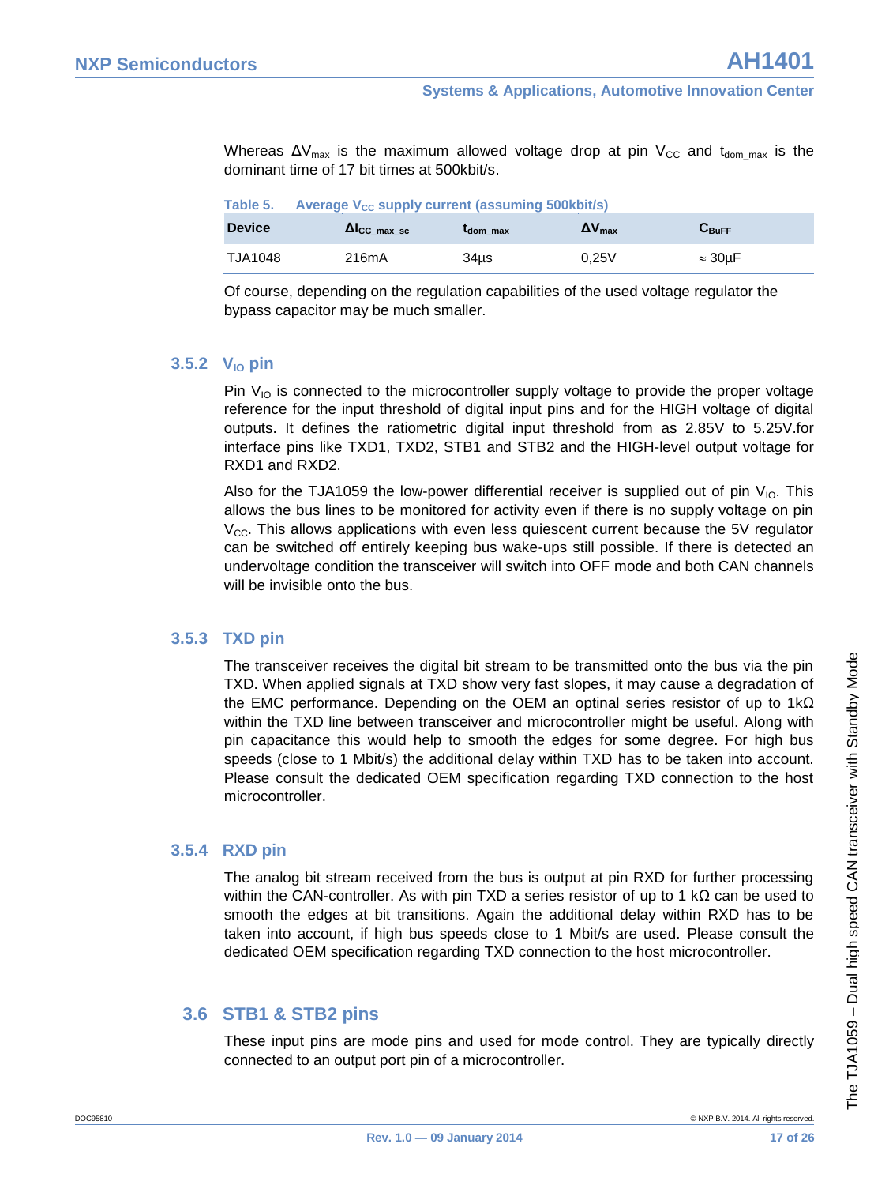Whereas $\Delta V_{max}$ is the maximum allowed voltage drop at pin $V_{CC}$ and $t_{dom\_max}$ is the dominant time of 17 bit times at 500kbit/s.

**Table 5. Average $V_{CC}$ supply current (assuming 500kbit/s)**

| Device | $\Delta I_{CC\_max\_sc}$ | $t_{dom\_max}$ | $\Delta V_{max}$ | $C_{BuFF}$ |
|---|---|---|---|---|
| TJA1048 | 216mA | 34µs | 0,25V | ≈ 30µF |

Of course, depending on the regulation capabilities of the used voltage regulator the bypass capacitor may be much smaller.

### 3.5.2 $V_{IO}$ pin

Pin $V_{IO}$ is connected to the microcontroller supply voltage to provide the proper voltage reference for the input threshold of digital input pins and for the HIGH voltage of digital outputs. It defines the ratiometric digital input threshold from as 2.85V to 5.25V.for interface pins like TXD1, TXD2, STB1 and STB2 and the HIGH-level output voltage for RXD1 and RXD2.

Also for the TJA1059 the low-power differential receiver is supplied out of pin $V_{IO}$. This allows the bus lines to be monitored for activity even if there is no supply voltage on pin $V_{CC}$. This allows applications with even less quiescent current because the 5V regulator can be switched off entirely keeping bus wake-ups still possible. If there is detected an undervoltage condition the transceiver will switch into OFF mode and both CAN channels will be invisible onto the bus.

### 3.5.3 TXD pin

The transceiver receives the digital bit stream to be transmitted onto the bus via the pin TXD. When applied signals at TXD show very fast slopes, it may cause a degradation of the EMC performance. Depending on the OEM an optinal series resistor of up to 1kΩ within the TXD line between transceiver and microcontroller might be useful. Along with pin capacitance this would help to smooth the edges for some degree. For high bus speeds (close to 1 Mbit/s) the additional delay within TXD has to be taken into account. Please consult the dedicated OEM specification regarding TXD connection to the host microcontroller.

### 3.5.4 RXD pin

The analog bit stream received from the bus is output at pin RXD for further processing within the CAN-controller. As with pin TXD a series resistor of up to 1 kΩ can be used to smooth the edges at bit transitions. Again the additional delay within RXD has to be taken into account, if high bus speeds close to 1 Mbit/s are used. Please consult the dedicated OEM specification regarding TXD connection to the host microcontroller.

## 3.6 STB1 & STB2 pins

These input pins are mode pins and used for mode control. They are typically directly connected to an output port pin of a microcontroller.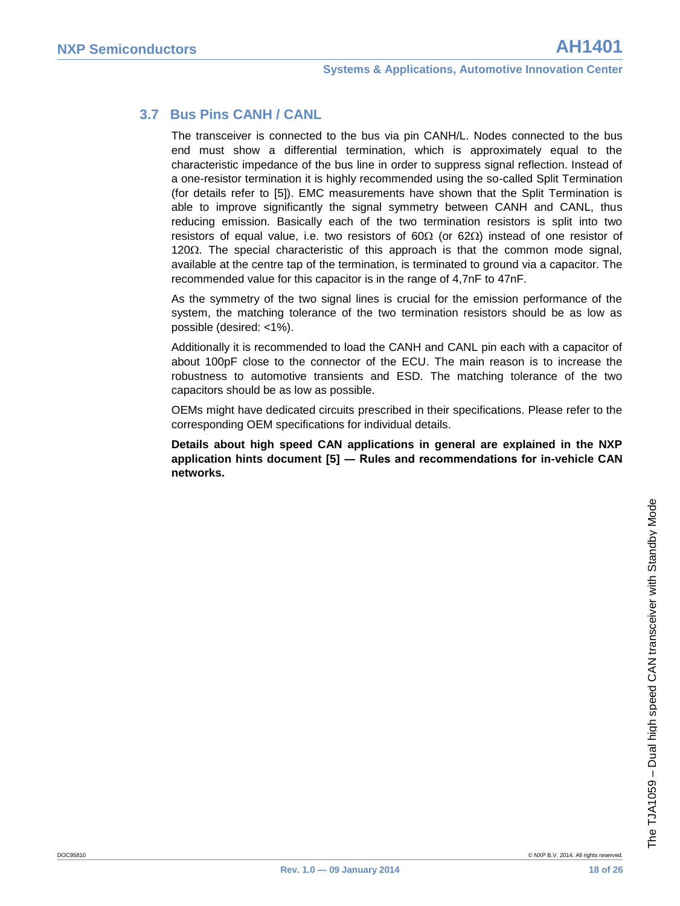### 3.7 Bus Pins CANH / CANL

The transceiver is connected to the bus via pin CANH/L. Nodes connected to the bus end must show a differential termination, which is approximately equal to the characteristic impedance of the bus line in order to suppress signal reflection. Instead of a one-resistor termination it is highly recommended using the so-called Split Termination (for details refer to [5]). EMC measurements have shown that the Split Termination is able to improve significantly the signal symmetry between CANH and CANL, thus reducing emission. Basically each of the two termination resistors is split into two resistors of equal value, i.e. two resistors of 60Ω (or 62Ω) instead of one resistor of 120Ω. The special characteristic of this approach is that the common mode signal, available at the centre tap of the termination, is terminated to ground via a capacitor. The recommended value for this capacitor is in the range of 4,7nF to 47nF.

As the symmetry of the two signal lines is crucial for the emission performance of the system, the matching tolerance of the two termination resistors should be as low as possible (desired: <1%).

Additionally it is recommended to load the CANH and CANL pin each with a capacitor of about 100pF close to the connector of the ECU. The main reason is to increase the robustness to automotive transients and ESD. The matching tolerance of the two capacitors should be as low as possible.

OEMs might have dedicated circuits prescribed in their specifications. Please refer to the corresponding OEM specifications for individual details.

**Details about high speed CAN applications in general are explained in the NXP application hints document [5] — Rules and recommendations for in-vehicle CAN networks.**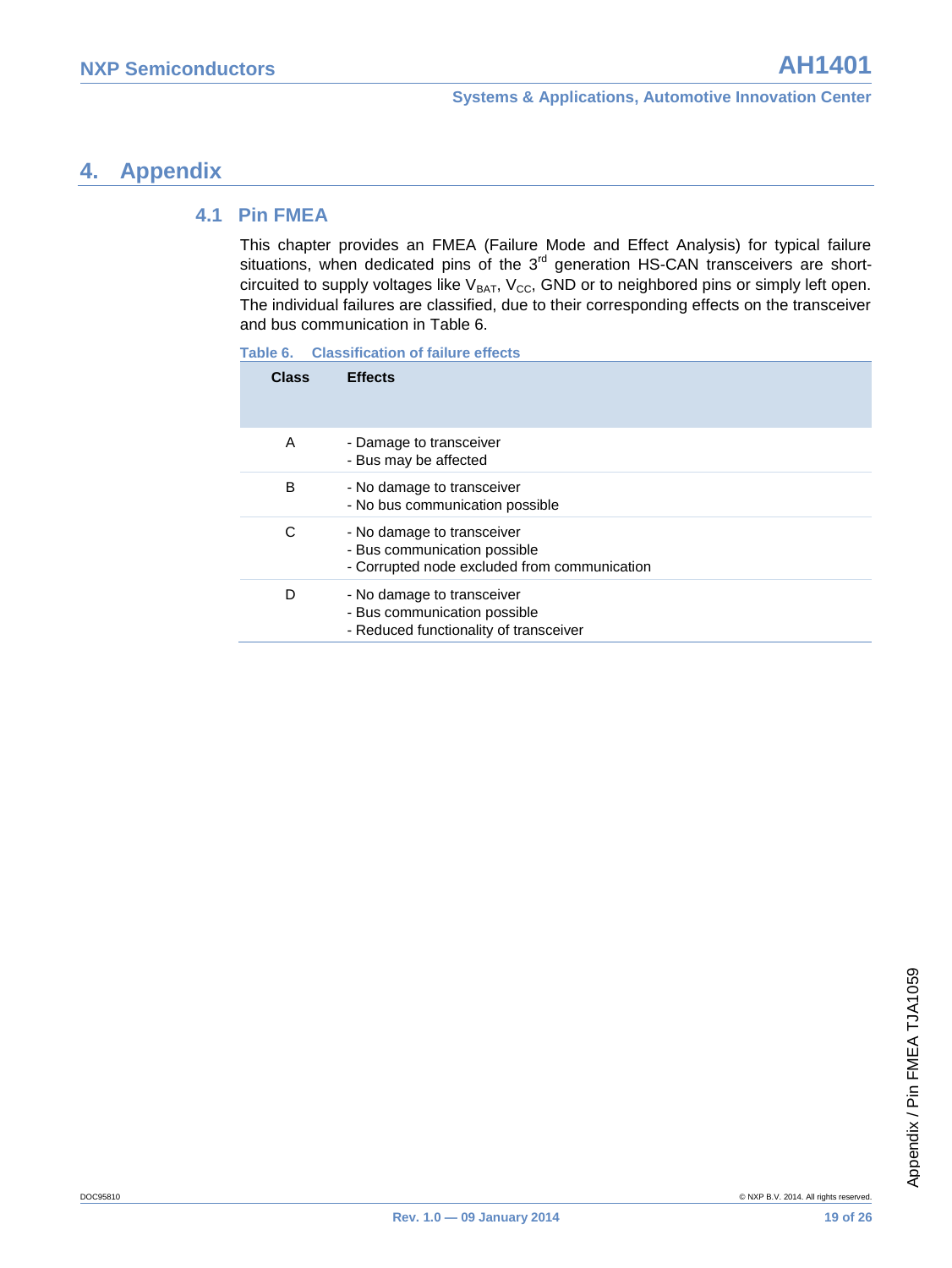# 4. Appendix

## 4.1 Pin FMEA

This chapter provides an FMEA (Failure Mode and Effect Analysis) for typical failure situations, when dedicated pins of the 3rd generation HS-CAN transceivers are short-circuited to supply voltages like $V_{BAT}$, $V_{CC}$, GND or to neighbored pins or simply left open. The individual failures are classified, due to their corresponding effects on the transceiver and bus communication in Table 6.

**Table 6. Classification of failure effects**

| Class | Effects |
|---|---|
| A | - Damage to transceiver<br>- Bus may be affected |
| B | - No damage to transceiver<br>- No bus communication possible |
| C | - No damage to transceiver<br>- Bus communication possible<br>- Corrupted node excluded from communication |
| D | - No damage to transceiver<br>- Bus communication possible<br>- Reduced functionality of transceiver |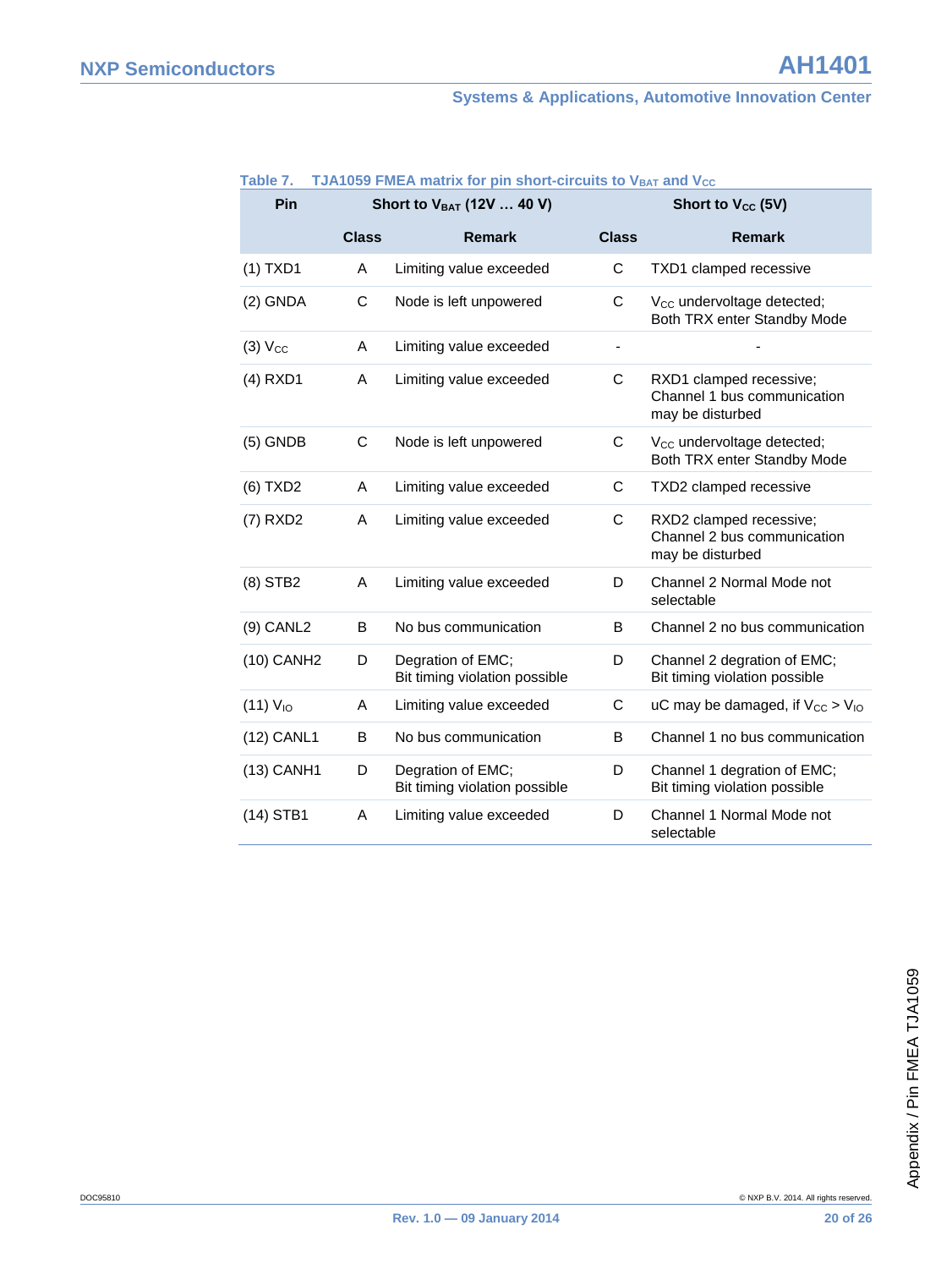Table 7. TJA1059 FMEA matrix for pin short-circuits to $V_{BAT}$ and $V_{CC}$

| Pin | Short to $V_{BAT}$ (12V … 40 V) | | Short to $V_{CC}$ (5V) | |
|---|---|---|---|---|
| | Class | Remark | Class | Remark |
| (1) TXD1 | A | Limiting value exceeded | C | TXD1 clamped recessive |
| (2) GNDA | C | Node is left unpowered | C | $V_{CC}$ undervoltage detected; Both TRX enter Standby Mode |
| (3) $V_{CC}$ | A | Limiting value exceeded | - | - |
| (4) RXD1 | A | Limiting value exceeded | C | RXD1 clamped recessive; Channel 1 bus communication may be disturbed |
| (5) GNDB | C | Node is left unpowered | C | $V_{CC}$ undervoltage detected; Both TRX enter Standby Mode |
| (6) TXD2 | A | Limiting value exceeded | C | TXD2 clamped recessive |
| (7) RXD2 | A | Limiting value exceeded | C | RXD2 clamped recessive; Channel 2 bus communication may be disturbed |
| (8) STB2 | A | Limiting value exceeded | D | Channel 2 Normal Mode not selectable |
| (9) CANL2 | B | No bus communication | B | Channel 2 no bus communication |
| (10) CANH2 | D | Degration of EMC; Bit timing violation possible | D | Channel 2 degration of EMC; Bit timing violation possible |
| (11) $V_{IO}$ | A | Limiting value exceeded | C | uC may be damaged, if $V_{CC} > V_{IO}$ |
| (12) CANL1 | B | No bus communication | B | Channel 1 no bus communication |
| (13) CANH1 | D | Degration of EMC; Bit timing violation possible | D | Channel 1 degration of EMC; Bit timing violation possible |
| (14) STB1 | A | Limiting value exceeded | D | Channel 1 Normal Mode not selectable |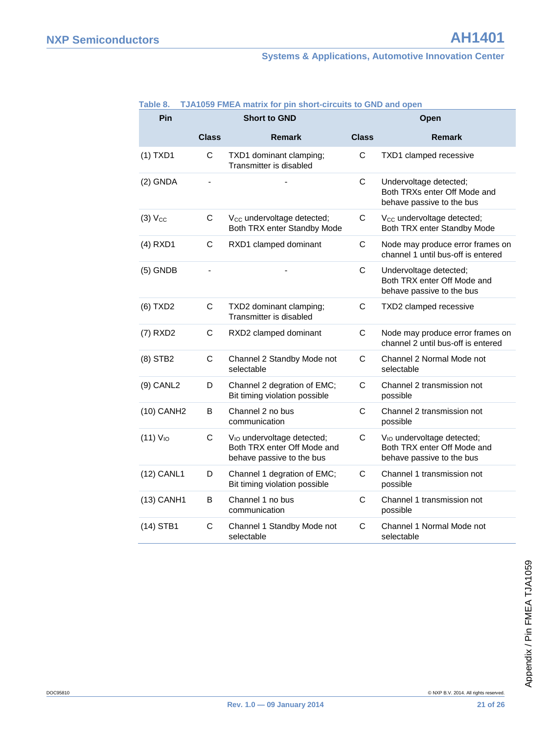**Table 8. TJA1059 FMEA matrix for pin short-circuits to GND and open**

| Pin | Short to GND | | Open | |
|---|---|---|---|---|
| | Class | Remark | Class | Remark |
| (1) TXD1 | C | TXD1 dominant clamping; Transmitter is disabled | C | TXD1 clamped recessive |
| (2) GNDA | - | - | C | Undervoltage detected; Both TRXs enter Off Mode and behave passive to the bus |
| (3) $V_{CC}$ | C | $V_{CC}$ undervoltage detected; Both TRX enter Standby Mode | C | $V_{CC}$ undervoltage detected; Both TRX enter Standby Mode |
| (4) RXD1 | C | RXD1 clamped dominant | C | Node may produce error frames on channel 1 until bus-off is entered |
| (5) GNDB | - | - | C | Undervoltage detected; Both TRX enter Off Mode and behave passive to the bus |
| (6) TXD2 | C | TXD2 dominant clamping; Transmitter is disabled | C | TXD2 clamped recessive |
| (7) RXD2 | C | RXD2 clamped dominant | C | Node may produce error frames on channel 2 until bus-off is entered |
| (8) STB2 | C | Channel 2 Standby Mode not selectable | C | Channel 2 Normal Mode not selectable |
| (9) CANL2 | D | Channel 2 degration of EMC; Bit timing violation possible | C | Channel 2 transmission not possible |
| (10) CANH2 | B | Channel 2 no bus communication | C | Channel 2 transmission not possible |
| (11) $V_{IO}$ | C | $V_{IO}$ undervoltage detected; Both TRX enter Off Mode and behave passive to the bus | C | $V_{IO}$ undervoltage detected; Both TRX enter Off Mode and behave passive to the bus |
| (12) CANL1 | D | Channel 1 degration of EMC; Bit timing violation possible | C | Channel 1 transmission not possible |
| (13) CANH1 | B | Channel 1 no bus communication | C | Channel 1 transmission not possible |
| (14) STB1 | C | Channel 1 Standby Mode not selectable | C | Channel 1 Normal Mode not selectable |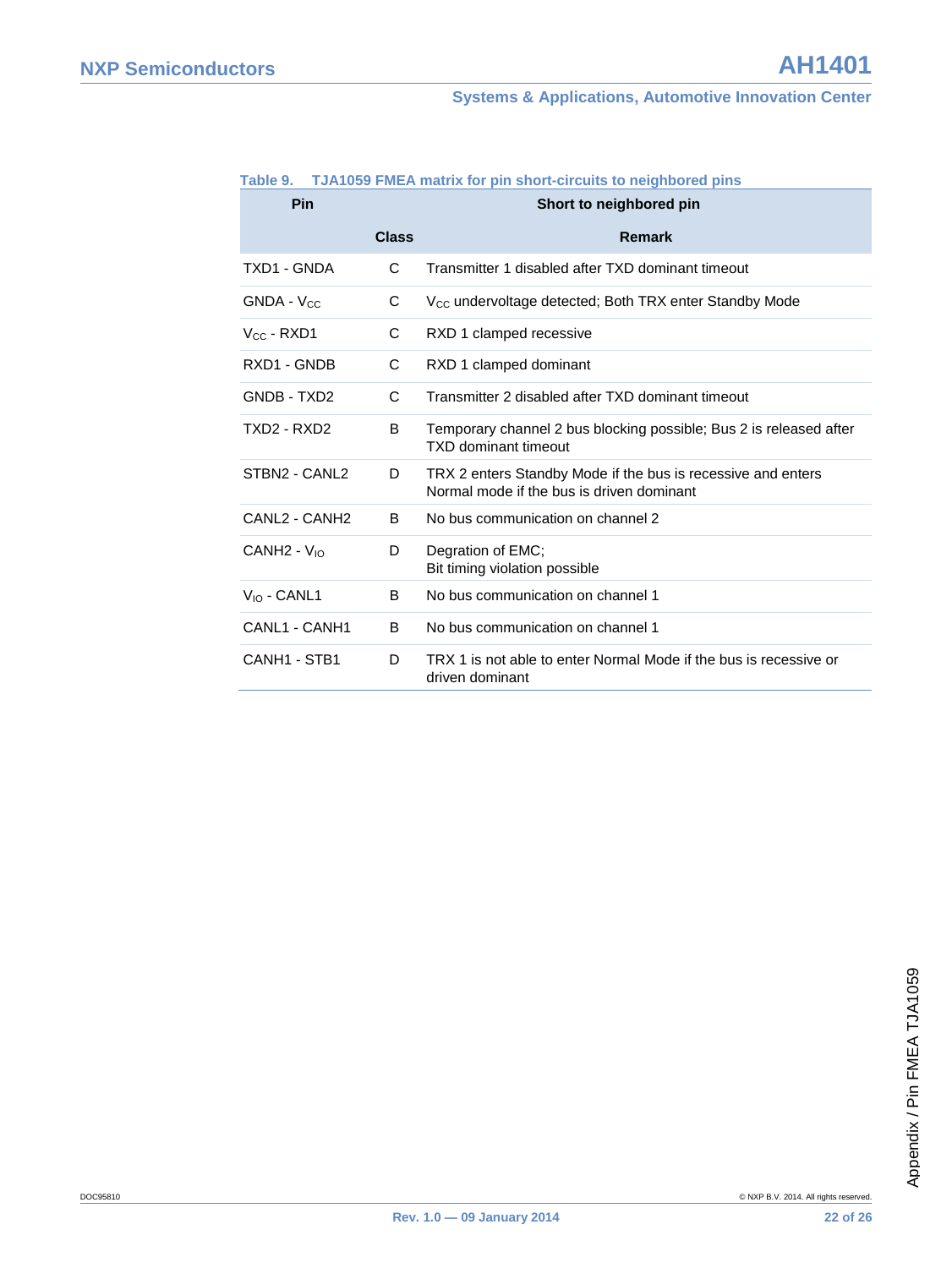**Table 9. TJA1059 FMEA matrix for pin short-circuits to neighbored pins**

| Pin | Short to neighbored pin | |
|---|---|---|
| | Class | Remark |
| TXD1 - GNDA | C | Transmitter 1 disabled after TXD dominant timeout |
| GNDA - $V_{CC}$ | C | $V_{CC}$ undervoltage detected; Both TRX enter Standby Mode |
| $V_{CC}$ - RXD1 | C | RXD 1 clamped recessive |
| RXD1 - GNDB | C | RXD 1 clamped dominant |
| GNDB - TXD2 | C | Transmitter 2 disabled after TXD dominant timeout |
| TXD2 - RXD2 | B | Temporary channel 2 bus blocking possible; Bus 2 is released after TXD dominant timeout |
| STBN2 - CANL2 | D | TRX 2 enters Standby Mode if the bus is recessive and enters Normal mode if the bus is driven dominant |
| CANL2 - CANH2 | B | No bus communication on channel 2 |
| CANH2 - $V_{IO}$ | D | Degration of EMC; Bit timing violation possible |
| $V_{IO}$ - CANL1 | B | No bus communication on channel 1 |
| CANL1 - CANH1 | B | No bus communication on channel 1 |
| CANH1 - STB1 | D | TRX 1 is not able to enter Normal Mode if the bus is recessive or driven dominant |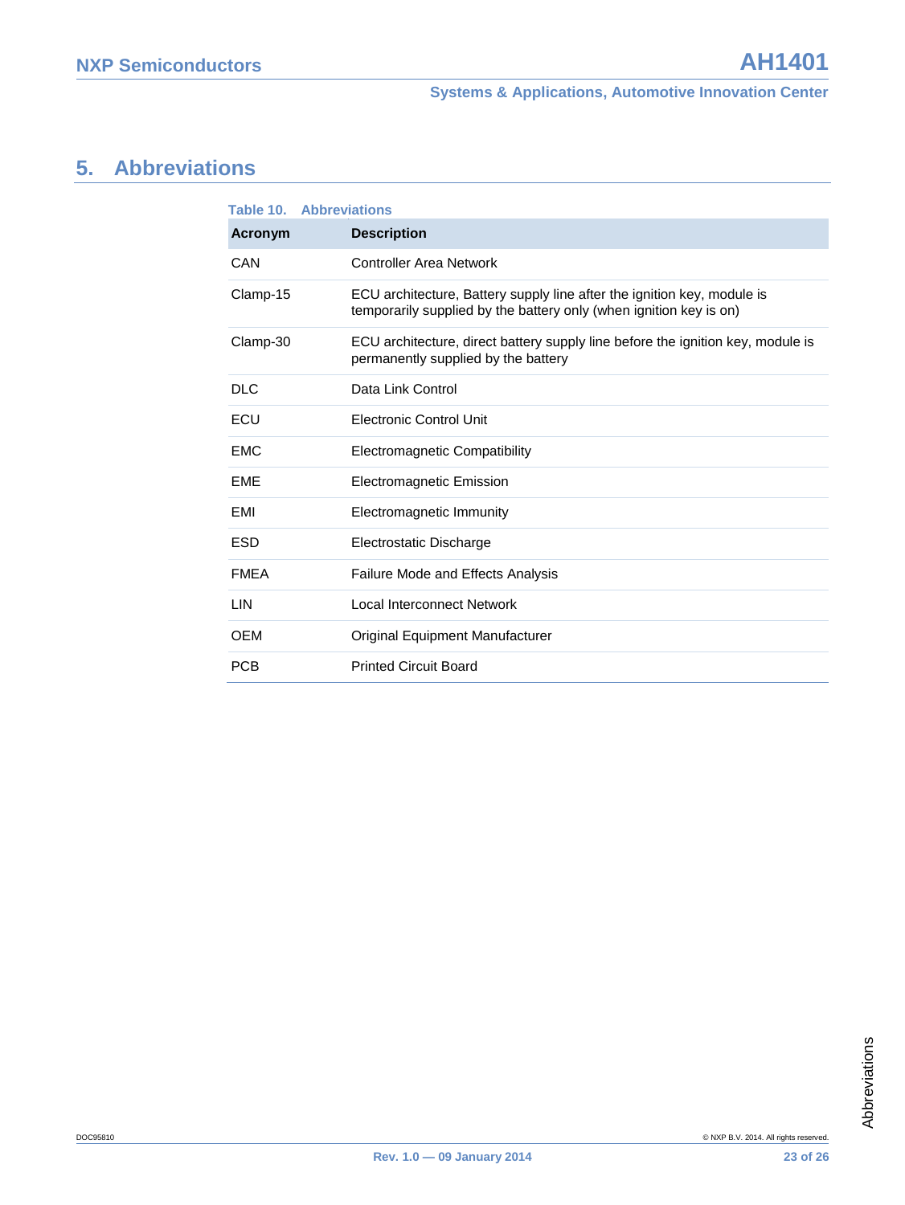# 5. Abbreviations

Table 10. Abbreviations

| Acronym | Description |
|---|---|
| CAN | Controller Area Network |
| Clamp-15 | ECU architecture, Battery supply line after the ignition key, module is temporarily supplied by the battery only (when ignition key is on) |
| Clamp-30 | ECU architecture, direct battery supply line before the ignition key, module is permanently supplied by the battery |
| DLC | Data Link Control |
| ECU | Electronic Control Unit |
| EMC | Electromagnetic Compatibility |
| EME | Electromagnetic Emission |
| EMI | Electromagnetic Immunity |
| ESD | Electrostatic Discharge |
| FMEA | Failure Mode and Effects Analysis |
| LIN | Local Interconnect Network |
| OEM | Original Equipment Manufacturer |
| PCB | Printed Circuit Board |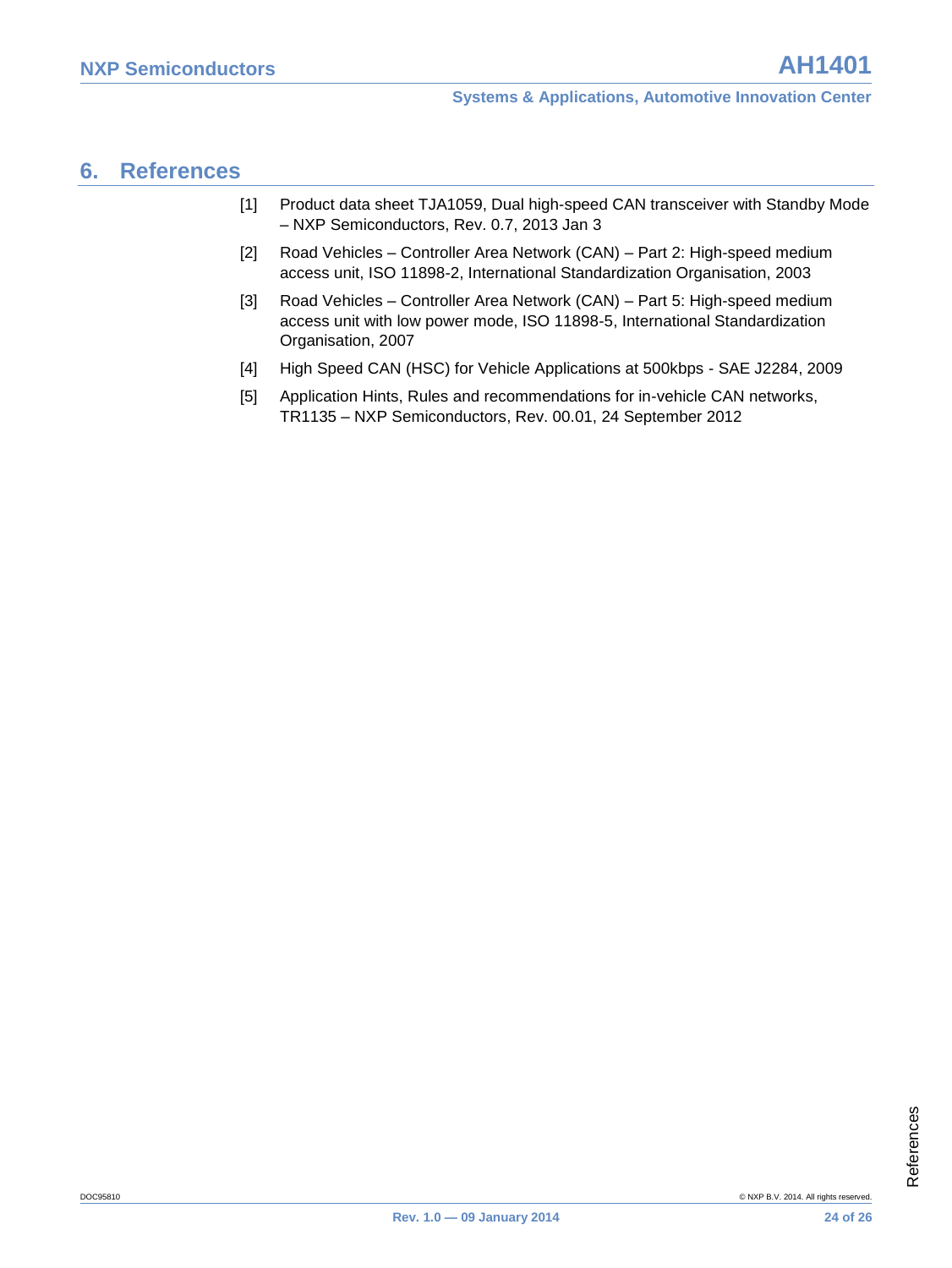## 6. References

[1] Product data sheet TJA1059, Dual high-speed CAN transceiver with Standby Mode – NXP Semiconductors, Rev. 0.7, 2013 Jan 3

[2] Road Vehicles – Controller Area Network (CAN) – Part 2: High-speed medium access unit, ISO 11898-2, International Standardization Organisation, 2003

[3] Road Vehicles – Controller Area Network (CAN) – Part 5: High-speed medium access unit with low power mode, ISO 11898-5, International Standardization Organisation, 2007

[4] High Speed CAN (HSC) for Vehicle Applications at 500kbps - SAE J2284, 2009

[5] Application Hints, Rules and recommendations for in-vehicle CAN networks, TR1135 – NXP Semiconductors, Rev. 00.01, 24 September 2012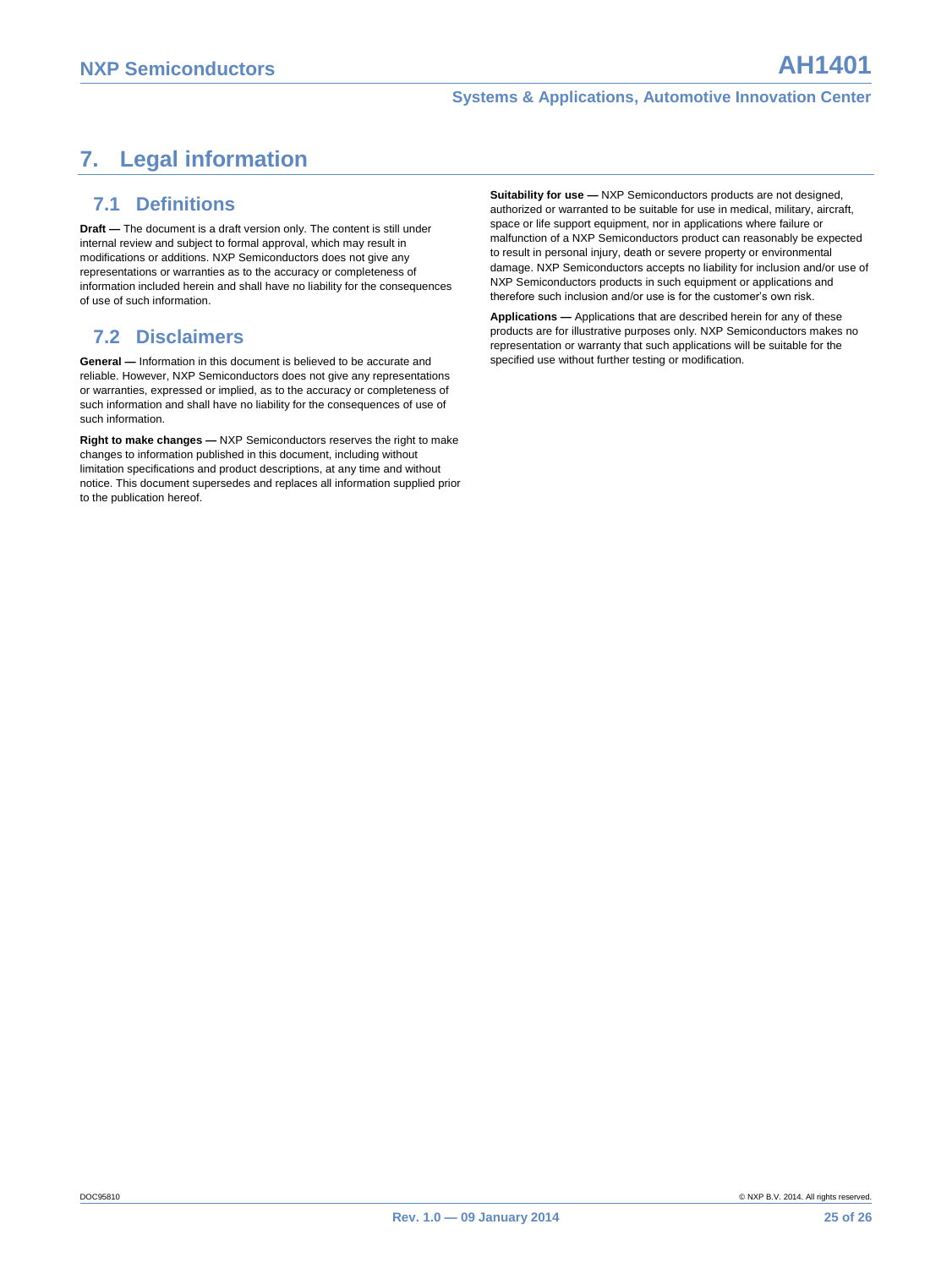# 7. Legal information

## 7.1 Definitions

**Draft —** The document is a draft version only. The content is still under internal review and subject to formal approval, which may result in modifications or additions. NXP Semiconductors does not give any representations or warranties as to the accuracy or completeness of information included herein and shall have no liability for the consequences of use of such information.

## 7.2 Disclaimers

**General —** Information in this document is believed to be accurate and reliable. However, NXP Semiconductors does not give any representations or warranties, expressed or implied, as to the accuracy or completeness of such information and shall have no liability for the consequences of use of such information.

**Right to make changes —** NXP Semiconductors reserves the right to make changes to information published in this document, including without limitation specifications and product descriptions, at any time and without notice. This document supersedes and replaces all information supplied prior to the publication hereof.

**Suitability for use —** NXP Semiconductors products are not designed, authorized or warranted to be suitable for use in medical, military, aircraft, space or life support equipment, nor in applications where failure or malfunction of a NXP Semiconductors product can reasonably be expected to result in personal injury, death or severe property or environmental damage. NXP Semiconductors accepts no liability for inclusion and/or use of NXP Semiconductors products in such equipment or applications and therefore such inclusion and/or use is for the customer's own risk.

**Applications —** Applications that are described herein for any of these products are for illustrative purposes only. NXP Semiconductors makes no representation or warranty that such applications will be suitable for the specified use without further testing or modification.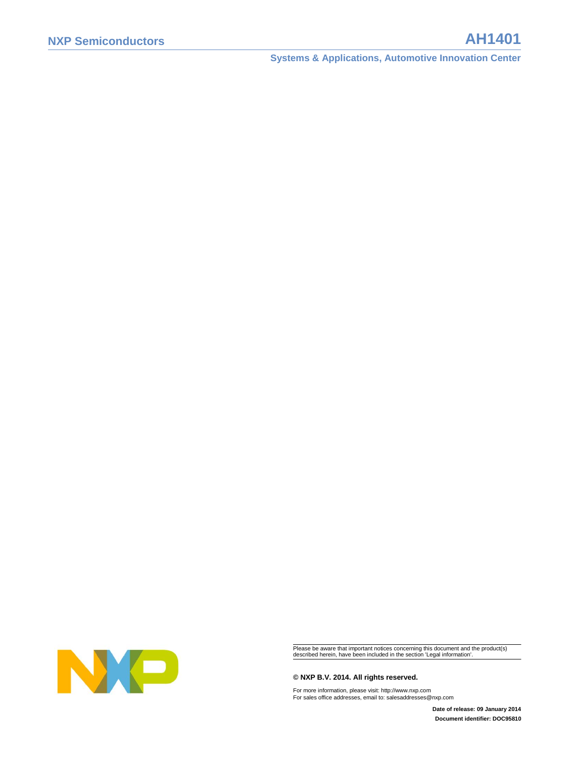Please be aware that important notices concerning this document and the product(s) described herein, have been included in the section 'Legal information'.

**© NXP B.V. 2014. All rights reserved.**

For more information, please visit: http://www.nxp.com
For sales office addresses, email to: salesaddresses@nxp.com

**Date of release: 09 January 2014**

**Document identifier: DOC95810**